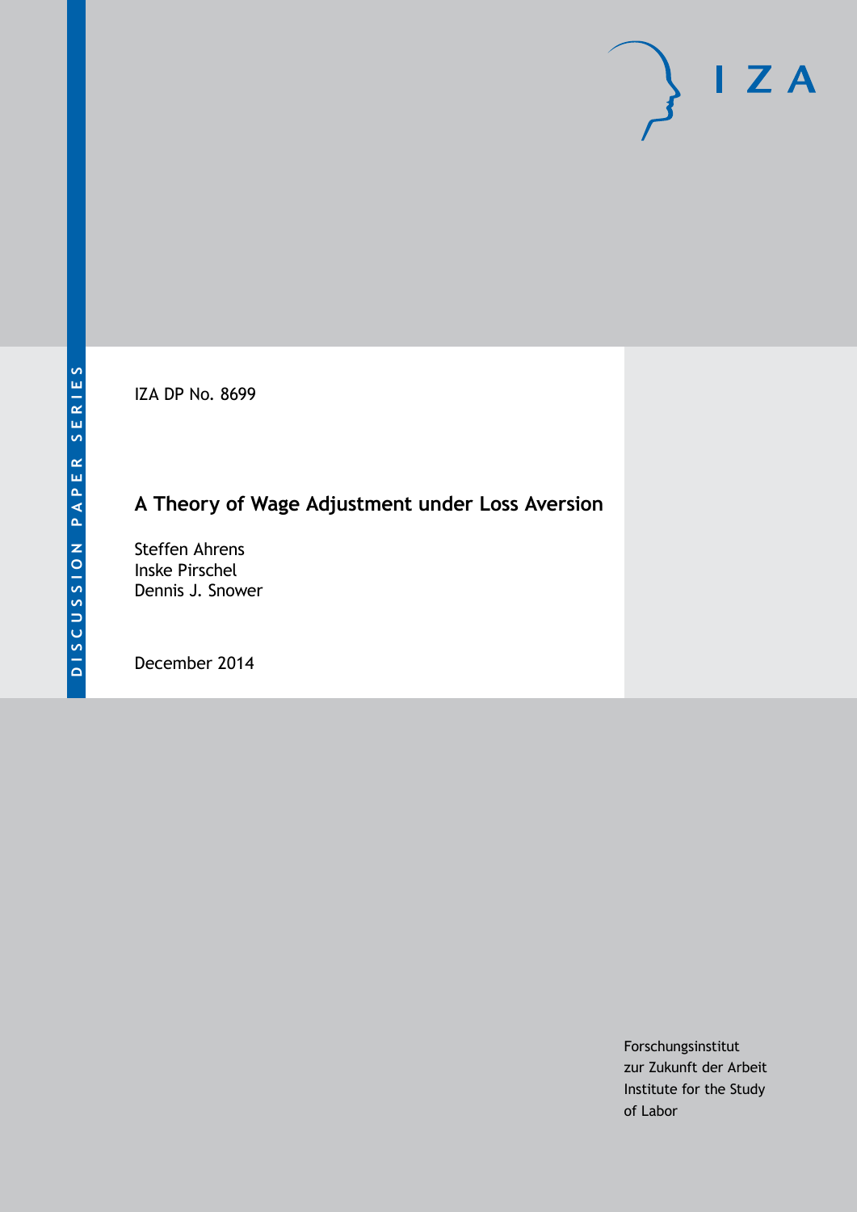DISCUSSION PAPER SERIES

IZA DP No. 8699

# A Theory of Wage Adjustment under Loss Aversion

Steffen Ahrens
Inske Pirschel
Dennis J. Snower

December 2014

Forschungsinstitut
zur Zukunft der Arbeit
Institute for the Study
of Labor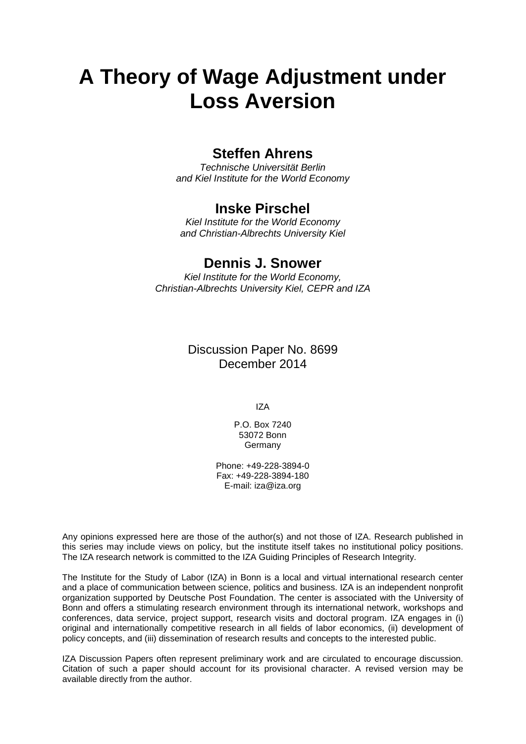# A Theory of Wage Adjustment under Loss Aversion

## Steffen Ahrens

*Technische Universität Berlin and Kiel Institute for the World Economy*

## Inske Pirschel

*Kiel Institute for the World Economy and Christian-Albrechts University Kiel*

## Dennis J. Snower

*Kiel Institute for the World Economy, Christian-Albrechts University Kiel, CEPR and IZA*

Discussion Paper No. 8699
December 2014

IZA

P.O. Box 7240
53072 Bonn
Germany

Phone: +49-228-3894-0
Fax: +49-228-3894-180
E-mail: iza@iza.org

Any opinions expressed here are those of the author(s) and not those of IZA. Research published in this series may include views on policy, but the institute itself takes no institutional policy positions. The IZA research network is committed to the IZA Guiding Principles of Research Integrity.

The Institute for the Study of Labor (IZA) in Bonn is a local and virtual international research center and a place of communication between science, politics and business. IZA is an independent nonprofit organization supported by Deutsche Post Foundation. The center is associated with the University of Bonn and offers a stimulating research environment through its international network, workshops and conferences, data service, project support, research visits and doctoral program. IZA engages in (i) original and internationally competitive research in all fields of labor economics, (ii) development of policy concepts, and (iii) dissemination of research results and concepts to the interested public.

IZA Discussion Papers often represent preliminary work and are circulated to encourage discussion. Citation of such a paper should account for its provisional character. A revised version may be available directly from the author.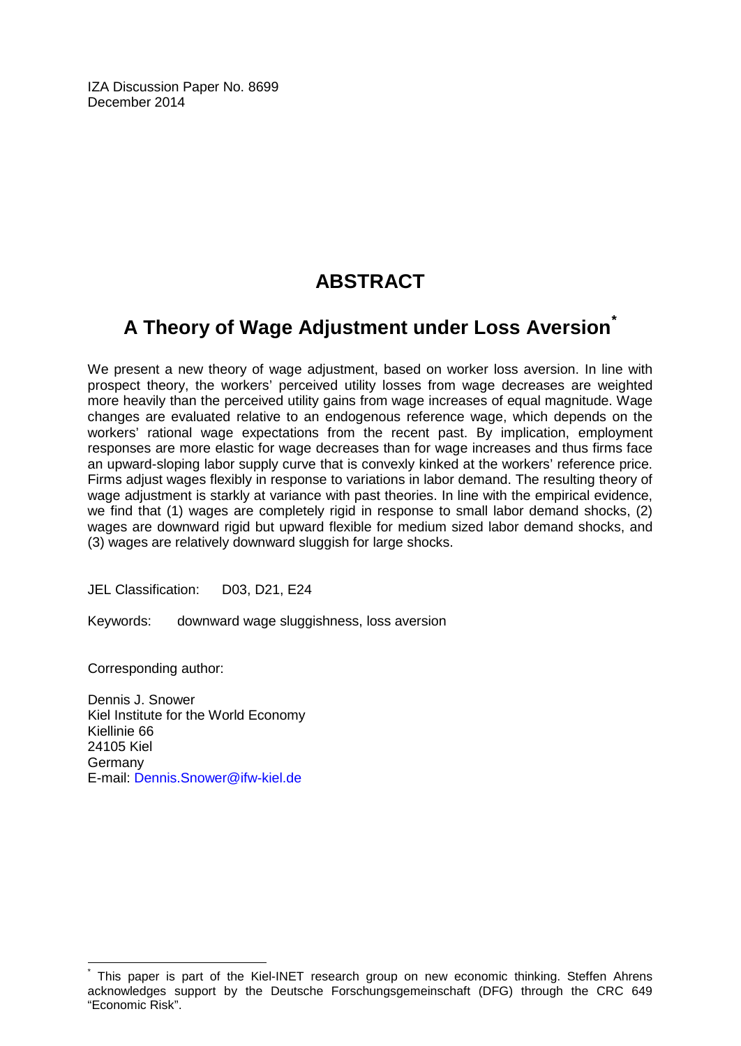IZA Discussion Paper No. 8699
December 2014

# ABSTRACT

## A Theory of Wage Adjustment under Loss Aversion[*]

We present a new theory of wage adjustment, based on worker loss aversion. In line with prospect theory, the workers' perceived utility losses from wage decreases are weighted more heavily than the perceived utility gains from wage increases of equal magnitude. Wage changes are evaluated relative to an endogenous reference wage, which depends on the workers' rational wage expectations from the recent past. By implication, employment responses are more elastic for wage decreases than for wage increases and thus firms face an upward-sloping labor supply curve that is convexly kinked at the workers' reference price. Firms adjust wages flexibly in response to variations in labor demand. The resulting theory of wage adjustment is starkly at variance with past theories. In line with the empirical evidence, we find that (1) wages are completely rigid in response to small labor demand shocks, (2) wages are downward rigid but upward flexible for medium sized labor demand shocks, and (3) wages are relatively downward sluggish for large shocks.

JEL Classification: D03, D21, E24

Keywords: downward wage sluggishness, loss aversion

Corresponding author:

Dennis J. Snower
Kiel Institute for the World Economy
Kiellinie 66
24105 Kiel
Germany
E-mail: Dennis.Snower@ifw-kiel.de

[*] This paper is part of the Kiel-INET research group on new economic thinking. Steffen Ahrens acknowledges support by the Deutsche Forschungsgemeinschaft (DFG) through the CRC 649 "Economic Risk".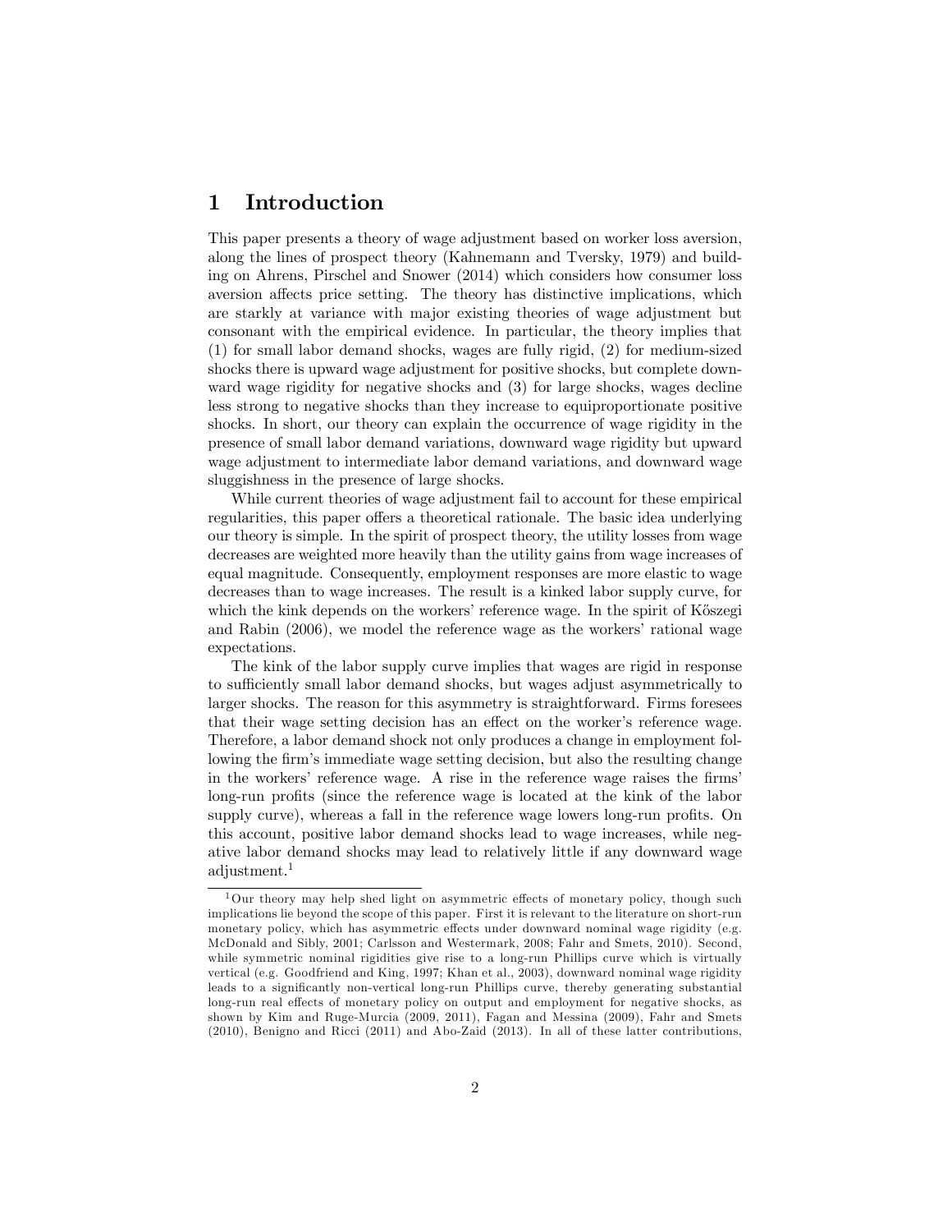# 1 Introduction

This paper presents a theory of wage adjustment based on worker loss aversion, along the lines of prospect theory (Kahnemann and Tversky, 1979) and building on Ahrens, Pirschel and Snower (2014) which considers how consumer loss aversion affects price setting. The theory has distinctive implications, which are starkly at variance with major existing theories of wage adjustment but consonant with the empirical evidence. In particular, the theory implies that (1) for small labor demand shocks, wages are fully rigid, (2) for medium-sized shocks there is upward wage adjustment for positive shocks, but complete downward wage rigidity for negative shocks and (3) for large shocks, wages decline less strong to negative shocks than they increase to equiproportionate positive shocks. In short, our theory can explain the occurrence of wage rigidity in the presence of small labor demand variations, downward wage rigidity but upward wage adjustment to intermediate labor demand variations, and downward wage sluggishness in the presence of large shocks.

While current theories of wage adjustment fail to account for these empirical regularities, this paper offers a theoretical rationale. The basic idea underlying our theory is simple. In the spirit of prospect theory, the utility losses from wage decreases are weighted more heavily than the utility gains from wage increases of equal magnitude. Consequently, employment responses are more elastic to wage decreases than to wage increases. The result is a kinked labor supply curve, for which the kink depends on the workers' reference wage. In the spirit of Kőszegi and Rabin (2006), we model the reference wage as the workers' rational wage expectations.

The kink of the labor supply curve implies that wages are rigid in response to sufficiently small labor demand shocks, but wages adjust asymmetrically to larger shocks. The reason for this asymmetry is straightforward. Firms foresees that their wage setting decision has an effect on the worker's reference wage. Therefore, a labor demand shock not only produces a change in employment following the firm's immediate wage setting decision, but also the resulting change in the workers' reference wage. A rise in the reference wage raises the firms' long-run profits (since the reference wage is located at the kink of the labor supply curve), whereas a fall in the reference wage lowers long-run profits. On this account, positive labor demand shocks lead to wage increases, while negative labor demand shocks may lead to relatively little if any downward wage adjustment.[1]

[1] Our theory may help shed light on asymmetric effects of monetary policy, though such implications lie beyond the scope of this paper. First it is relevant to the literature on short-run monetary policy, which has asymmetric effects under downward nominal wage rigidity (e.g. McDonald and Sibly, 2001; Carlsson and Westermark, 2008; Fahr and Smets, 2010). Second, while symmetric nominal rigidities give rise to a long-run Phillips curve which is virtually vertical (e.g. Goodfriend and King, 1997; Khan et al., 2003), downward nominal wage rigidity leads to a significantly non-vertical long-run Phillips curve, thereby generating substantial long-run real effects of monetary policy on output and employment for negative shocks, as shown by Kim and Ruge-Murcia (2009, 2011), Fagan and Messina (2009), Fahr and Smets (2010), Benigno and Ricci (2011) and Abo-Zaid (2013). In all of these latter contributions,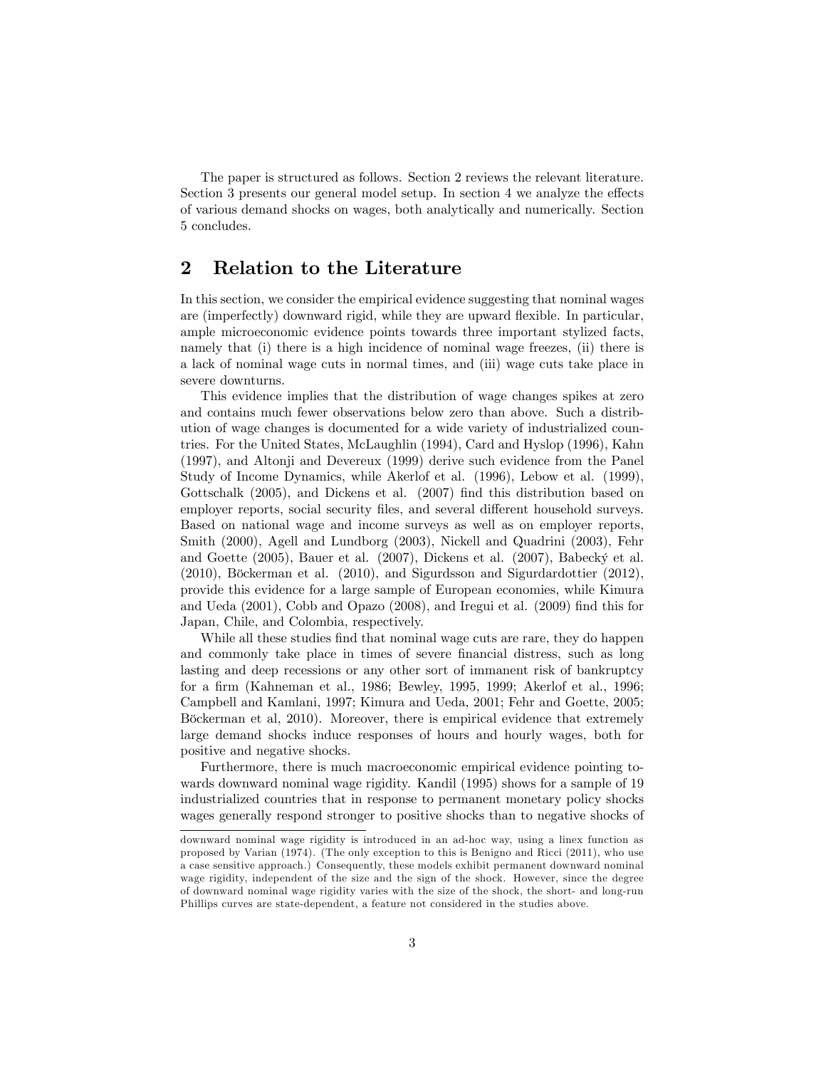The paper is structured as follows. Section 2 reviews the relevant literature. Section 3 presents our general model setup. In section 4 we analyze the effects of various demand shocks on wages, both analytically and numerically. Section 5 concludes.

## 2 Relation to the Literature

In this section, we consider the empirical evidence suggesting that nominal wages are (imperfectly) downward rigid, while they are upward flexible. In particular, ample microeconomic evidence points towards three important stylized facts, namely that (i) there is a high incidence of nominal wage freezes, (ii) there is a lack of nominal wage cuts in normal times, and (iii) wage cuts take place in severe downturns.

This evidence implies that the distribution of wage changes spikes at zero and contains much fewer observations below zero than above. Such a distribution of wage changes is documented for a wide variety of industrialized countries. For the United States, McLaughlin (1994), Card and Hyslop (1996), Kahn (1997), and Altonji and Devereux (1999) derive such evidence from the Panel Study of Income Dynamics, while Akerlof et al. (1996), Lebow et al. (1999), Gottschalk (2005), and Dickens et al. (2007) find this distribution based on employer reports, social security files, and several different household surveys. Based on national wage and income surveys as well as on employer reports, Smith (2000), Agell and Lundborg (2003), Nickell and Quadrini (2003), Fehr and Goette (2005), Bauer et al. (2007), Dickens et al. (2007), Babecký et al. (2010), Böckerman et al. (2010), and Sigurdsson and Sigurdardottier (2012), provide this evidence for a large sample of European economies, while Kimura and Ueda (2001), Cobb and Opazo (2008), and Iregui et al. (2009) find this for Japan, Chile, and Colombia, respectively.

While all these studies find that nominal wage cuts are rare, they do happen and commonly take place in times of severe financial distress, such as long lasting and deep recessions or any other sort of immanent risk of bankruptcy for a firm (Kahneman et al., 1986; Bewley, 1995, 1999; Akerlof et al., 1996; Campbell and Kamlani, 1997; Kimura and Ueda, 2001; Fehr and Goette, 2005; Böckerman et al, 2010). Moreover, there is empirical evidence that extremely large demand shocks induce responses of hours and hourly wages, both for positive and negative shocks.

Furthermore, there is much macroeconomic empirical evidence pointing towards downward nominal wage rigidity. Kandil (1995) shows for a sample of 19 industrialized countries that in response to permanent monetary policy shocks wages generally respond stronger to positive shocks than to negative shocks of

downward nominal wage rigidity is introduced in an ad-hoc way, using a linex function as proposed by Varian (1974). (The only exception to this is Benigno and Ricci (2011), who use a case sensitive approach.) Consequently, these models exhibit permanent downward nominal wage rigidity, independent of the size and the sign of the shock. However, since the degree of downward nominal wage rigidity varies with the size of the shock, the short- and long-run Phillips curves are state-dependent, a feature not considered in the studies above.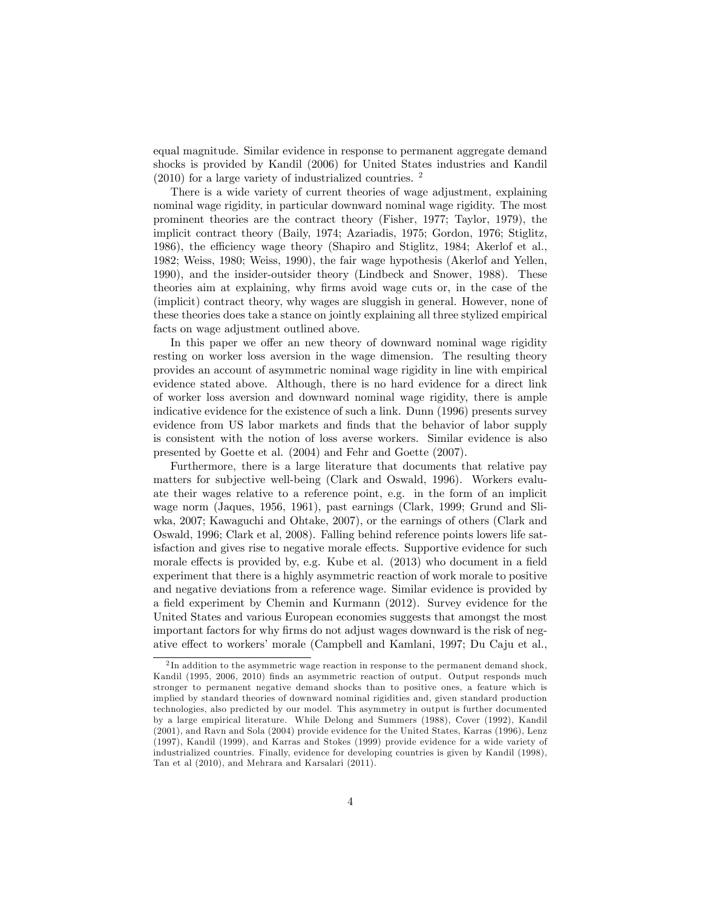equal magnitude. Similar evidence in response to permanent aggregate demand shocks is provided by Kandil (2006) for United States industries and Kandil (2010) for a large variety of industrialized countries. [2]

There is a wide variety of current theories of wage adjustment, explaining nominal wage rigidity, in particular downward nominal wage rigidity. The most prominent theories are the contract theory (Fisher, 1977; Taylor, 1979), the implicit contract theory (Baily, 1974; Azariadis, 1975; Gordon, 1976; Stiglitz, 1986), the efficiency wage theory (Shapiro and Stiglitz, 1984; Akerlof et al., 1982; Weiss, 1980; Weiss, 1990), the fair wage hypothesis (Akerlof and Yellen, 1990), and the insider-outsider theory (Lindbeck and Snower, 1988). These theories aim at explaining, why firms avoid wage cuts or, in the case of the (implicit) contract theory, why wages are sluggish in general. However, none of these theories does take a stance on jointly explaining all three stylized empirical facts on wage adjustment outlined above.

In this paper we offer an new theory of downward nominal wage rigidity resting on worker loss aversion in the wage dimension. The resulting theory provides an account of asymmetric nominal wage rigidity in line with empirical evidence stated above. Although, there is no hard evidence for a direct link of worker loss aversion and downward nominal wage rigidity, there is ample indicative evidence for the existence of such a link. Dunn (1996) presents survey evidence from US labor markets and finds that the behavior of labor supply is consistent with the notion of loss averse workers. Similar evidence is also presented by Goette et al. (2004) and Fehr and Goette (2007).

Furthermore, there is a large literature that documents that relative pay matters for subjective well-being (Clark and Oswald, 1996). Workers evaluate their wages relative to a reference point, e.g. in the form of an implicit wage norm (Jaques, 1956, 1961), past earnings (Clark, 1999; Grund and Sliwka, 2007; Kawaguchi and Ohtake, 2007), or the earnings of others (Clark and Oswald, 1996; Clark et al, 2008). Falling behind reference points lowers life satisfaction and gives rise to negative morale effects. Supportive evidence for such morale effects is provided by, e.g. Kube et al. (2013) who document in a field experiment that there is a highly asymmetric reaction of work morale to positive and negative deviations from a reference wage. Similar evidence is provided by a field experiment by Chemin and Kurmann (2012). Survey evidence for the United States and various European economies suggests that amongst the most important factors for why firms do not adjust wages downward is the risk of negative effect to workers' morale (Campbell and Kamlani, 1997; Du Caju et al.,

[2] In addition to the asymmetric wage reaction in response to the permanent demand shock, Kandil (1995, 2006, 2010) finds an asymmetric reaction of output. Output responds much stronger to permanent negative demand shocks than to positive ones, a feature which is implied by standard theories of downward nominal rigidities and, given standard production technologies, also predicted by our model. This asymmetry in output is further documented by a large empirical literature. While Delong and Summers (1988), Cover (1992), Kandil (2001), and Ravn and Sola (2004) provide evidence for the United States, Karras (1996), Lenz (1997), Kandil (1999), and Karras and Stokes (1999) provide evidence for a wide variety of industrialized countries. Finally, evidence for developing countries is given by Kandil (1998), Tan et al (2010), and Mehrara and Karsalari (2011).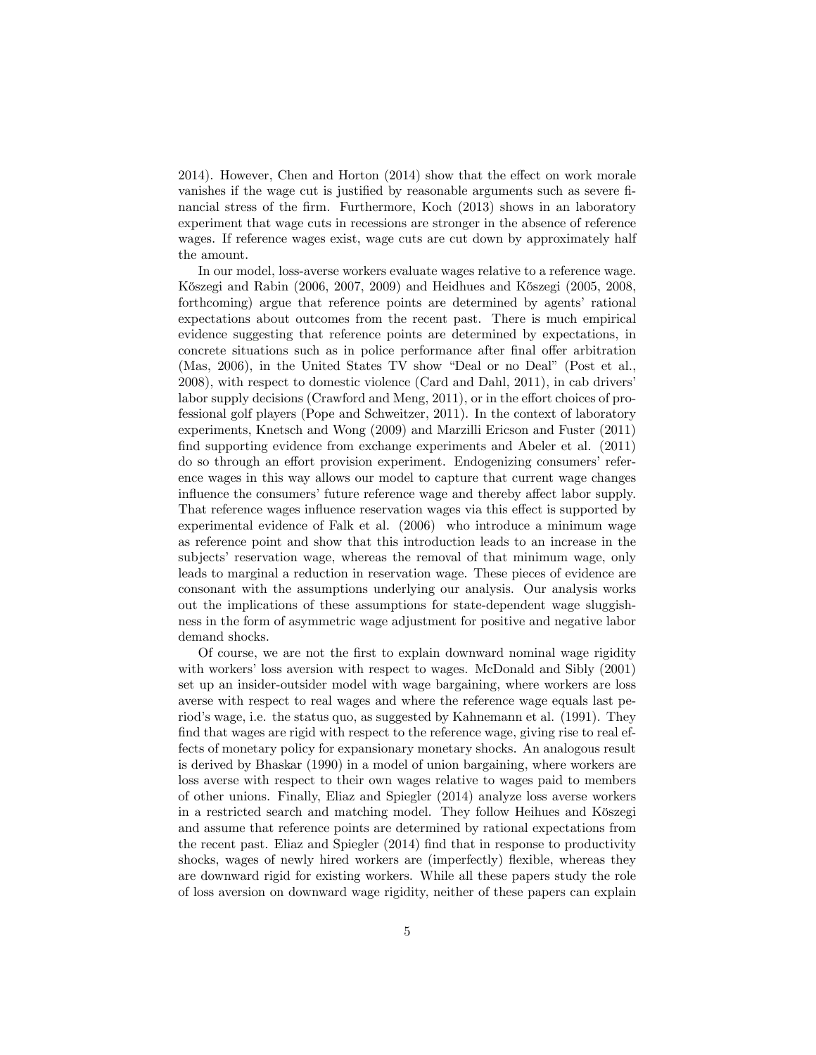2014). However, Chen and Horton (2014) show that the effect on work morale vanishes if the wage cut is justified by reasonable arguments such as severe financial stress of the firm. Furthermore, Koch (2013) shows in an laboratory experiment that wage cuts in recessions are stronger in the absence of reference wages. If reference wages exist, wage cuts are cut down by approximately half the amount.

In our model, loss-averse workers evaluate wages relative to a reference wage. Kőszegi and Rabin (2006, 2007, 2009) and Heidhues and Kőszegi (2005, 2008, forthcoming) argue that reference points are determined by agents' rational expectations about outcomes from the recent past. There is much empirical evidence suggesting that reference points are determined by expectations, in concrete situations such as in police performance after final offer arbitration (Mas, 2006), in the United States TV show "Deal or no Deal" (Post et al., 2008), with respect to domestic violence (Card and Dahl, 2011), in cab drivers' labor supply decisions (Crawford and Meng, 2011), or in the effort choices of professional golf players (Pope and Schweitzer, 2011). In the context of laboratory experiments, Knetsch and Wong (2009) and Marzilli Ericson and Fuster (2011) find supporting evidence from exchange experiments and Abeler et al. (2011) do so through an effort provision experiment. Endogenizing consumers' reference wages in this way allows our model to capture that current wage changes influence the consumers' future reference wage and thereby affect labor supply. That reference wages influence reservation wages via this effect is supported by experimental evidence of Falk et al. (2006) who introduce a minimum wage as reference point and show that this introduction leads to an increase in the subjects' reservation wage, whereas the removal of that minimum wage, only leads to marginal a reduction in reservation wage. These pieces of evidence are consonant with the assumptions underlying our analysis. Our analysis works out the implications of these assumptions for state-dependent wage sluggishness in the form of asymmetric wage adjustment for positive and negative labor demand shocks.

Of course, we are not the first to explain downward nominal wage rigidity with workers' loss aversion with respect to wages. McDonald and Sibly (2001) set up an insider-outsider model with wage bargaining, where workers are loss averse with respect to real wages and where the reference wage equals last period's wage, i.e. the status quo, as suggested by Kahnemann et al. (1991). They find that wages are rigid with respect to the reference wage, giving rise to real effects of monetary policy for expansionary monetary shocks. An analogous result is derived by Bhaskar (1990) in a model of union bargaining, where workers are loss averse with respect to their own wages relative to wages paid to members of other unions. Finally, Eliaz and Spiegler (2014) analyze loss averse workers in a restricted search and matching model. They follow Heihues and Köszegi and assume that reference points are determined by rational expectations from the recent past. Eliaz and Spiegler (2014) find that in response to productivity shocks, wages of newly hired workers are (imperfectly) flexible, whereas they are downward rigid for existing workers. While all these papers study the role of loss aversion on downward wage rigidity, neither of these papers can explain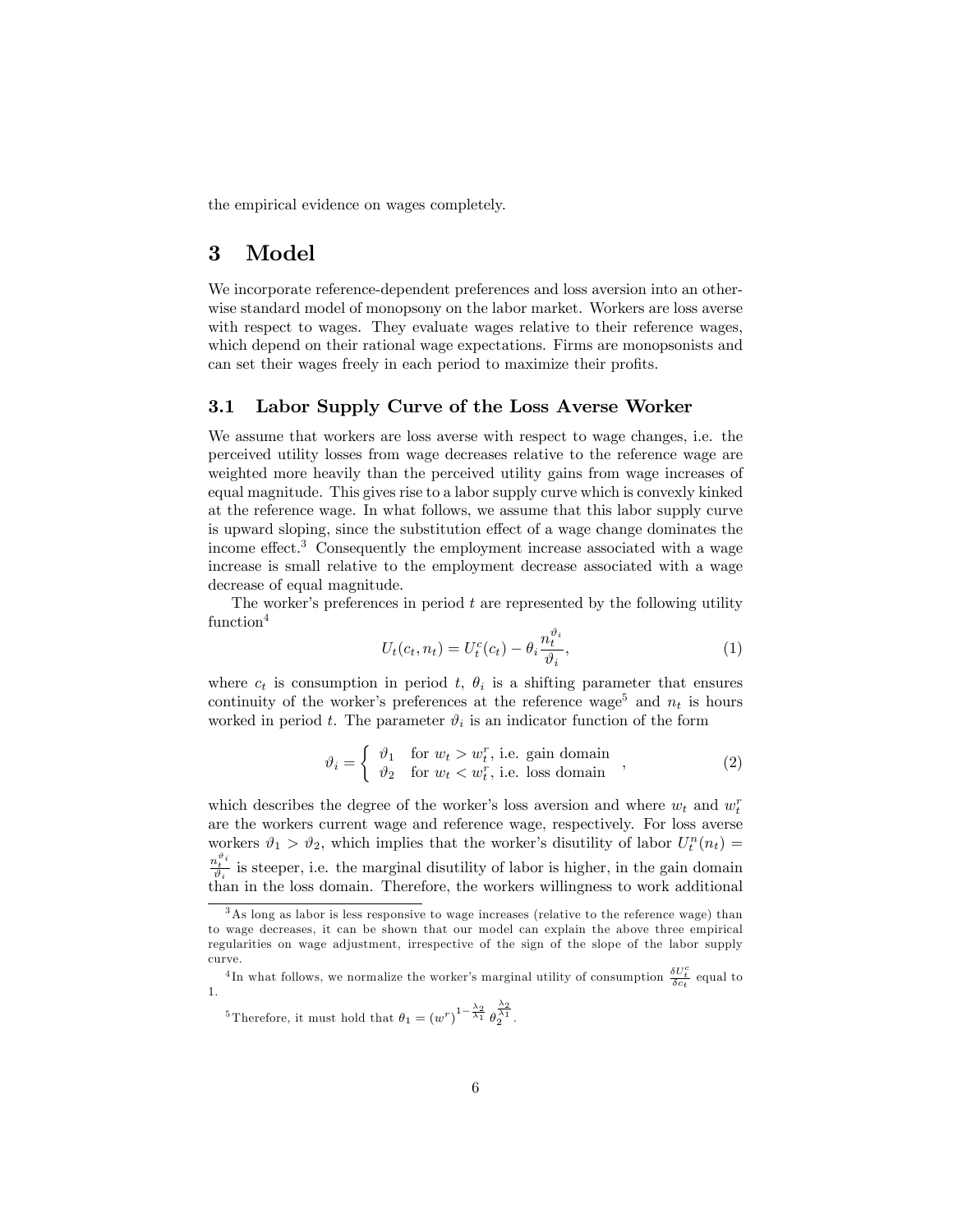the empirical evidence on wages completely.

# 3 Model

We incorporate reference-dependent preferences and loss aversion into an otherwise standard model of monopsony on the labor market. Workers are loss averse with respect to wages. They evaluate wages relative to their reference wages, which depend on their rational wage expectations. Firms are monopsonists and can set their wages freely in each period to maximize their profits.

## 3.1 Labor Supply Curve of the Loss Averse Worker

We assume that workers are loss averse with respect to wage changes, i.e. the perceived utility losses from wage decreases relative to the reference wage are weighted more heavily than the perceived utility gains from wage increases of equal magnitude. This gives rise to a labor supply curve which is convexly kinked at the reference wage. In what follows, we assume that this labor supply curve is upward sloping, since the substitution effect of a wage change dominates the income effect.[3] Consequently the employment increase associated with a wage increase is small relative to the employment decrease associated with a wage decrease of equal magnitude.

The worker's preferences in period $t$ are represented by the following utility function[4]

$$U_t(c_t, n_t) = U_t^c(c_t) - \theta_i \frac{n_t^{\vartheta_i}}{\vartheta_i}, \tag{1}$$

where $c_t$ is consumption in period $t$, $\theta_i$ is a shifting parameter that ensures continuity of the worker's preferences at the reference wage[5] and $n_t$ is hours worked in period $t$. The parameter $\vartheta_i$ is an indicator function of the form

$$\vartheta_i = \begin{cases} \vartheta_1 & \text{for } w_t > w_t^r \text{, i.e. gain domain} \\ \vartheta_2 & \text{for } w_t < w_t^r \text{, i.e. loss domain} \end{cases}, \tag{2}$$

which describes the degree of the worker's loss aversion and where $w_t$ and $w_t^r$ are the workers current wage and reference wage, respectively. For loss averse workers $\vartheta_1 > \vartheta_2$, which implies that the worker's disutility of labor $U_t^n(n_t) = \frac{n_t^{\vartheta_i}}{\vartheta_i}$ is steeper, i.e. the marginal disutility of labor is higher, in the gain domain than in the loss domain. Therefore, the workers willingness to work additional

---

[3] As long as labor is less responsive to wage increases (relative to the reference wage) than to wage decreases, it can be shown that our model can explain the above three empirical regularities on wage adjustment, irrespective of the sign of the slope of the labor supply curve.

[4] In what follows, we normalize the worker's marginal utility of consumption $\frac{\delta U_t^c}{\delta c_t}$ equal to 1.

[5] Therefore, it must hold that $\theta_1 = (w^r)^{1-\frac{\lambda_2}{\lambda_1}} \theta_2^{\frac{\lambda_2}{\lambda_1}}$.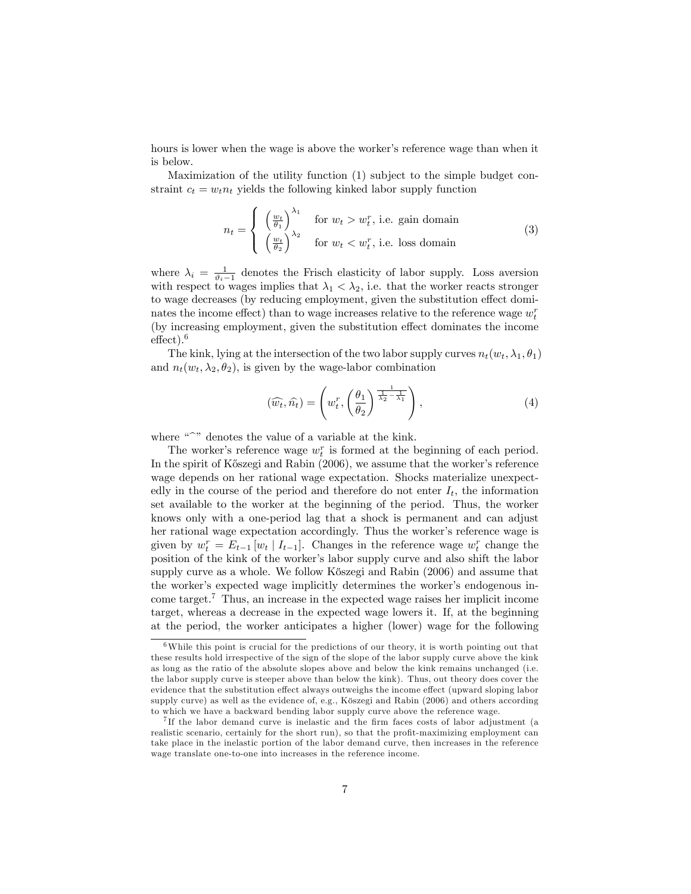hours is lower when the wage is above the worker's reference wage than when it is below.

Maximization of the utility function (1) subject to the simple budget constraint $c_t = w_t n_t$ yields the following kinked labor supply function

$$n_t = \begin{cases} \left(\frac{w_t}{\theta_1}\right)^{\lambda_1} & \text{for } w_t > w_t^r, \text{ i.e. gain domain} \\ \left(\frac{w_t}{\theta_2}\right)^{\lambda_2} & \text{for } w_t < w_t^r, \text{ i.e. loss domain} \end{cases} \tag{3}$$

where $\lambda_i = \frac{1}{\vartheta_i - 1}$ denotes the Frisch elasticity of labor supply. Loss aversion with respect to wages implies that $\lambda_1 < \lambda_2$, i.e. that the worker reacts stronger to wage decreases (by reducing employment, given the substitution effect dominates the income effect) than to wage increases relative to the reference wage $w_t^r$ (by increasing employment, given the substitution effect dominates the income effect).[6]

The kink, lying at the intersection of the two labor supply curves $n_t(w_t, \lambda_1, \theta_1)$ and $n_t(w_t, \lambda_2, \theta_2)$, is given by the wage-labor combination

$$(\widehat{w_t}, \widehat{n_t}) = \left( w_t^r, \left(\frac{\theta_1}{\theta_2}\right)^{\frac{1}{\frac{1}{\lambda_2} - \frac{1}{\lambda_1}}} \right), \tag{4}$$

where "$\widehat{\ }$" denotes the value of a variable at the kink.

The worker's reference wage $w_t^r$ is formed at the beginning of each period. In the spirit of Kőszegi and Rabin (2006), we assume that the worker's reference wage depends on her rational wage expectation. Shocks materialize unexpectedly in the course of the period and therefore do not enter $I_t$, the information set available to the worker at the beginning of the period. Thus, the worker knows only with a one-period lag that a shock is permanent and can adjust her rational wage expectation accordingly. Thus the worker's reference wage is given by $w_t^r = E_{t-1}[w_t \mid I_{t-1}]$. Changes in the reference wage $w_t^r$ change the position of the kink of the worker's labor supply curve and also shift the labor supply curve as a whole. We follow Kőszegi and Rabin (2006) and assume that the worker's expected wage implicitly determines the worker's endogenous income target.[7] Thus, an increase in the expected wage raises her implicit income target, whereas a decrease in the expected wage lowers it. If, at the beginning at the period, the worker anticipates a higher (lower) wage for the following

[6] While this point is crucial for the predictions of our theory, it is worth pointing out that these results hold irrespective of the sign of the slope of the labor supply curve above the kink as long as the ratio of the absolute slopes above and below the kink remains unchanged (i.e. the labor supply curve is steeper above than below the kink). Thus, out theory does cover the evidence that the substitution effect always outweighs the income effect (upward sloping labor supply curve) as well as the evidence of, e.g., Köszegi and Rabin (2006) and others according to which we have a backward bending labor supply curve above the reference wage.

[7] If the labor demand curve is inelastic and the firm faces costs of labor adjustment (a realistic scenario, certainly for the short run), so that the profit-maximizing employment can take place in the inelastic portion of the labor demand curve, then increases in the reference wage translate one-to-one into increases in the reference income.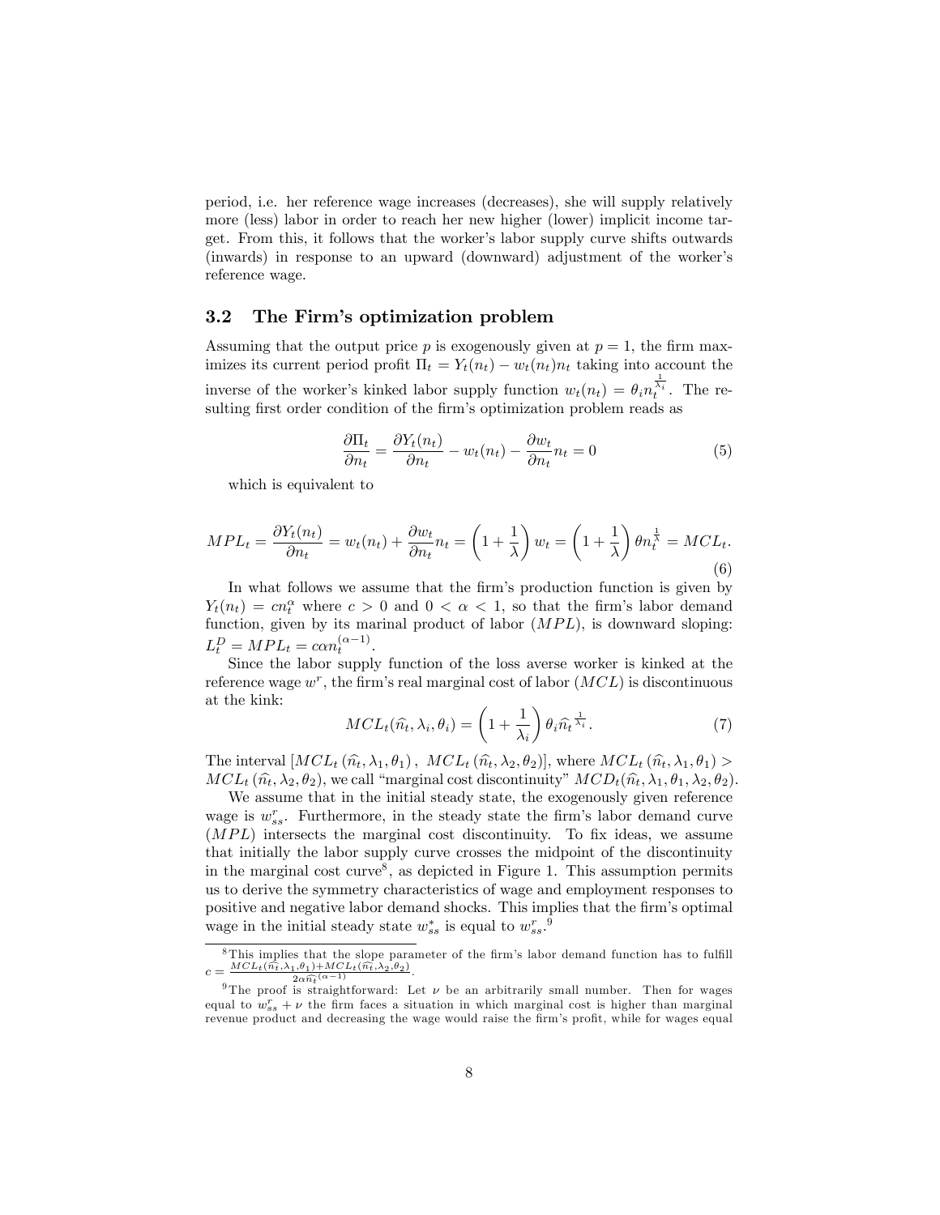period, i.e. her reference wage increases (decreases), she will supply relatively more (less) labor in order to reach her new higher (lower) implicit income target. From this, it follows that the worker's labor supply curve shifts outwards (inwards) in response to an upward (downward) adjustment of the worker's reference wage.

### 3.2 The Firm's optimization problem

Assuming that the output price $p$ is exogenously given at $p = 1$, the firm maximizes its current period profit $\Pi_t = Y_t(n_t) - w_t(n_t)n_t$ taking into account the inverse of the worker's kinked labor supply function $w_t(n_t) = \theta_i n_t^{\frac{1}{\lambda_i}}$. The resulting first order condition of the firm's optimization problem reads as

$$\frac{\partial \Pi_t}{\partial n_t} = \frac{\partial Y_t(n_t)}{\partial n_t} - w_t(n_t) - \frac{\partial w_t}{\partial n_t} n_t = 0 \tag{5}$$

which is equivalent to

$$MPL_t = \frac{\partial Y_t(n_t)}{\partial n_t} = w_t(n_t) + \frac{\partial w_t}{\partial n_t} n_t = \left(1 + \frac{1}{\lambda}\right) w_t = \left(1 + \frac{1}{\lambda}\right) \theta n_t^{\frac{1}{\lambda}} = MCL_t. \tag{6}$$

In what follows we assume that the firm's production function is given by $Y_t(n_t) = c n_t^{\alpha}$ where $c > 0$ and $0 < \alpha < 1$, so that the firm's labor demand function, given by its marinal product of labor ($MPL$), is downward sloping: $L_t^D = MPL_t = c\alpha n_t^{(\alpha-1)}$.

Since the labor supply function of the loss averse worker is kinked at the reference wage $w^r$, the firm's real marginal cost of labor ($MCL$) is discontinuous at the kink:

$$MCL_t(\widehat{n}_t, \lambda_i, \theta_i) = \left(1 + \frac{1}{\lambda_i}\right) \theta_i \widehat{n}_t^{\frac{1}{\lambda_i}}. \tag{7}$$

The interval $[MCL_t(\widehat{n}_t, \lambda_1, \theta_1),\ MCL_t(\widehat{n}_t, \lambda_2, \theta_2)]$, where $MCL_t(\widehat{n}_t, \lambda_1, \theta_1) > MCL_t(\widehat{n}_t, \lambda_2, \theta_2)$, we call "marginal cost discontinuity" $MCD_t(\widehat{n}_t, \lambda_1, \theta_1, \lambda_2, \theta_2)$.

We assume that in the initial steady state, the exogenously given reference wage is $w_{ss}^r$. Furthermore, in the steady state the firm's labor demand curve ($MPL$) intersects the marginal cost discontinuity. To fix ideas, we assume that initially the labor supply curve crosses the midpoint of the discontinuity in the marginal cost curve[8], as depicted in Figure 1. This assumption permits us to derive the symmetry characteristics of wage and employment responses to positive and negative labor demand shocks. This implies that the firm's optimal wage in the initial steady state $w_{ss}^*$ is equal to $w_{ss}^r$.[9]

[8] This implies that the slope parameter of the firm's labor demand function has to fulfill $c = \frac{MCL_t(\widehat{n}_t, \lambda_1, \theta_1) + MCL_t(\widehat{n}_t, \lambda_2, \theta_2)}{2\alpha \widehat{n}_t^{(\alpha-1)}}$.

[9] The proof is straightforward: Let $\nu$ be an arbitrarily small number. Then for wages equal to $w_{ss}^r + \nu$ the firm faces a situation in which marginal cost is higher than marginal revenue product and decreasing the wage would raise the firm's profit, while for wages equal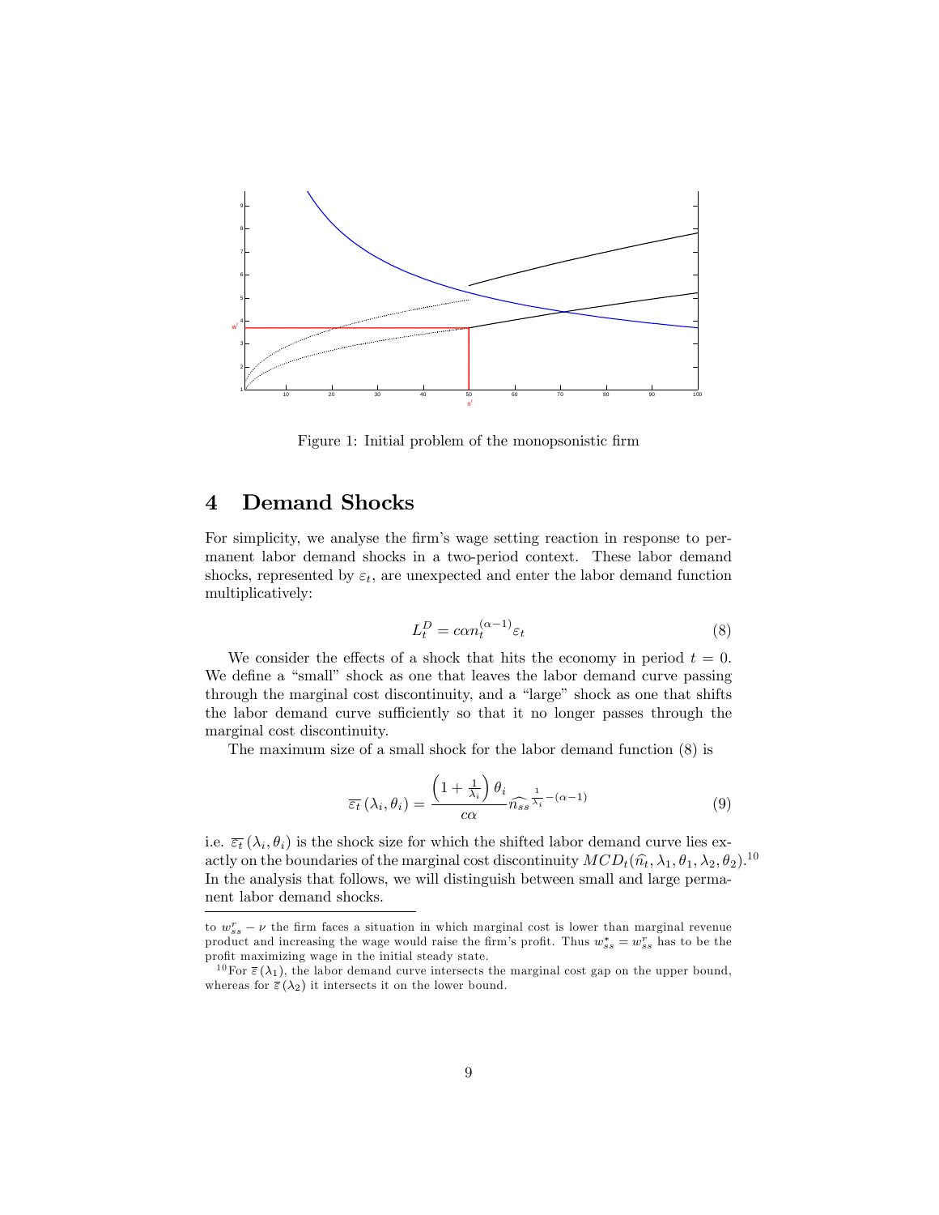Figure 1: Initial problem of the monopsonistic firm

## 4 Demand Shocks

For simplicity, we analyse the firm's wage setting reaction in response to permanent labor demand shocks in a two-period context. These labor demand shocks, represented by $\varepsilon_t$, are unexpected and enter the labor demand function multiplicatively:

$$L_t^D = c\alpha n_t^{(\alpha-1)}\varepsilon_t \tag{8}$$

We consider the effects of a shock that hits the economy in period $t = 0$. We define a "small" shock as one that leaves the labor demand curve passing through the marginal cost discontinuity, and a "large" shock as one that shifts the labor demand curve sufficiently so that it no longer passes through the marginal cost discontinuity.

The maximum size of a small shock for the labor demand function (8) is

$$\overline{\varepsilon_t}\left(\lambda_i, \theta_i\right) = \frac{\left(1 + \frac{1}{\lambda_i}\right)\theta_i}{c\alpha}\widehat{n_{ss}}^{\frac{1}{\lambda_i}-(\alpha-1)} \tag{9}$$

i.e. $\overline{\varepsilon_t}\left(\lambda_i, \theta_i\right)$ is the shock size for which the shifted labor demand curve lies exactly on the boundaries of the marginal cost discontinuity $MCD_t(\widehat{n}_t, \lambda_1, \theta_1, \lambda_2, \theta_2)$.[10] In the analysis that follows, we will distinguish between small and large permanent labor demand shocks.

---

to $w_{ss}^r - \nu$ the firm faces a situation in which marginal cost is lower than marginal revenue product and increasing the wage would raise the firm's profit. Thus $w_{ss}^* = w_{ss}^r$ has to be the profit maximizing wage in the initial steady state.

[10] For $\overline{\varepsilon}\left(\lambda_1\right)$, the labor demand curve intersects the marginal cost gap on the upper bound, whereas for $\overline{\varepsilon}\left(\lambda_2\right)$ it intersects it on the lower bound.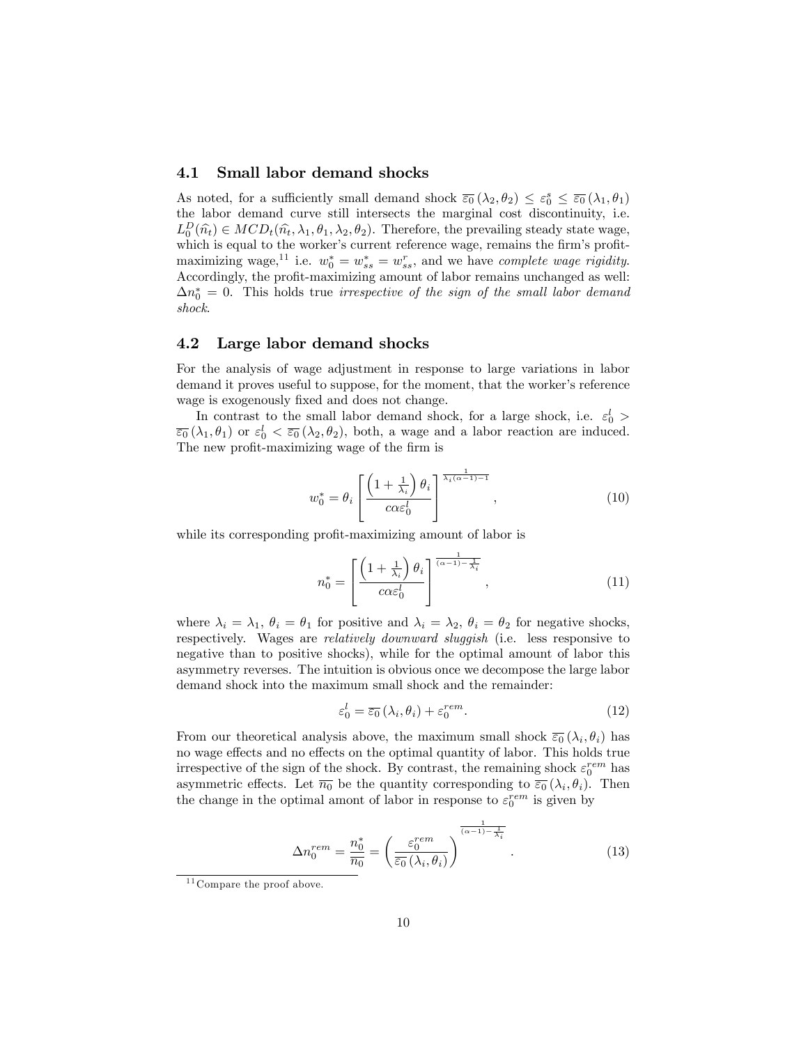### 4.1 Small labor demand shocks

As noted, for a sufficiently small demand shock $\overline{\varepsilon_0}(\lambda_2, \theta_2) \leq \varepsilon_0^s \leq \overline{\varepsilon_0}(\lambda_1, \theta_1)$ the labor demand curve still intersects the marginal cost discontinuity, i.e. $L_0^D(\widehat{n}_t) \in MCD_t(\widehat{n}_t, \lambda_1, \theta_1, \lambda_2, \theta_2)$. Therefore, the prevailing steady state wage, which is equal to the worker's current reference wage, remains the firm's profit-maximizing wage,[11] i.e. $w_0^* = w_{ss}^* = w_{ss}^r$, and we have *complete wage rigidity*. Accordingly, the profit-maximizing amount of labor remains unchanged as well: $\Delta n_0^* = 0$. This holds true *irrespective of the sign of the small labor demand shock*.

### 4.2 Large labor demand shocks

For the analysis of wage adjustment in response to large variations in labor demand it proves useful to suppose, for the moment, that the worker's reference wage is exogenously fixed and does not change.

In contrast to the small labor demand shock, for a large shock, i.e. $\varepsilon_0^l > \overline{\varepsilon_0}(\lambda_1, \theta_1)$ or $\varepsilon_0^l < \overline{\varepsilon_0}(\lambda_2, \theta_2)$, both, a wage and a labor reaction are induced. The new profit-maximizing wage of the firm is

$$w_0^* = \theta_i \left[ \frac{\left(1 + \frac{1}{\lambda_i}\right)\theta_i}{c\alpha\varepsilon_0^l} \right]^{\frac{1}{\lambda_i(\alpha-1)-1}}, \tag{10}$$

while its corresponding profit-maximizing amount of labor is

$$n_0^* = \left[ \frac{\left(1 + \frac{1}{\lambda_i}\right)\theta_i}{c\alpha\varepsilon_0^l} \right]^{\frac{1}{(\alpha-1)-\frac{1}{\lambda_i}}}, \tag{11}$$

where $\lambda_i = \lambda_1$, $\theta_i = \theta_1$ for positive and $\lambda_i = \lambda_2$, $\theta_i = \theta_2$ for negative shocks, respectively. Wages are *relatively downward sluggish* (i.e. less responsive to negative than to positive shocks), while for the optimal amount of labor this asymmetry reverses. The intuition is obvious once we decompose the large labor demand shock into the maximum small shock and the remainder:

$$\varepsilon_0^l = \overline{\varepsilon_0}(\lambda_i, \theta_i) + \varepsilon_0^{rem}. \tag{12}$$

From our theoretical analysis above, the maximum small shock $\overline{\varepsilon_0}(\lambda_i, \theta_i)$ has no wage effects and no effects on the optimal quantity of labor. This holds true irrespective of the sign of the shock. By contrast, the remaining shock $\varepsilon_0^{rem}$ has asymmetric effects. Let $\overline{n_0}$ be the quantity corresponding to $\overline{\varepsilon_0}(\lambda_i, \theta_i)$. Then the change in the optimal amont of labor in response to $\varepsilon_0^{rem}$ is given by

$$\Delta n_0^{rem} = \frac{n_0^*}{\overline{n_0}} = \left( \frac{\varepsilon_0^{rem}}{\overline{\varepsilon_0}(\lambda_i, \theta_i)} \right)^{\frac{1}{(\alpha-1)-\frac{1}{\lambda_i}}}. \tag{13}$$

[11] Compare the proof above.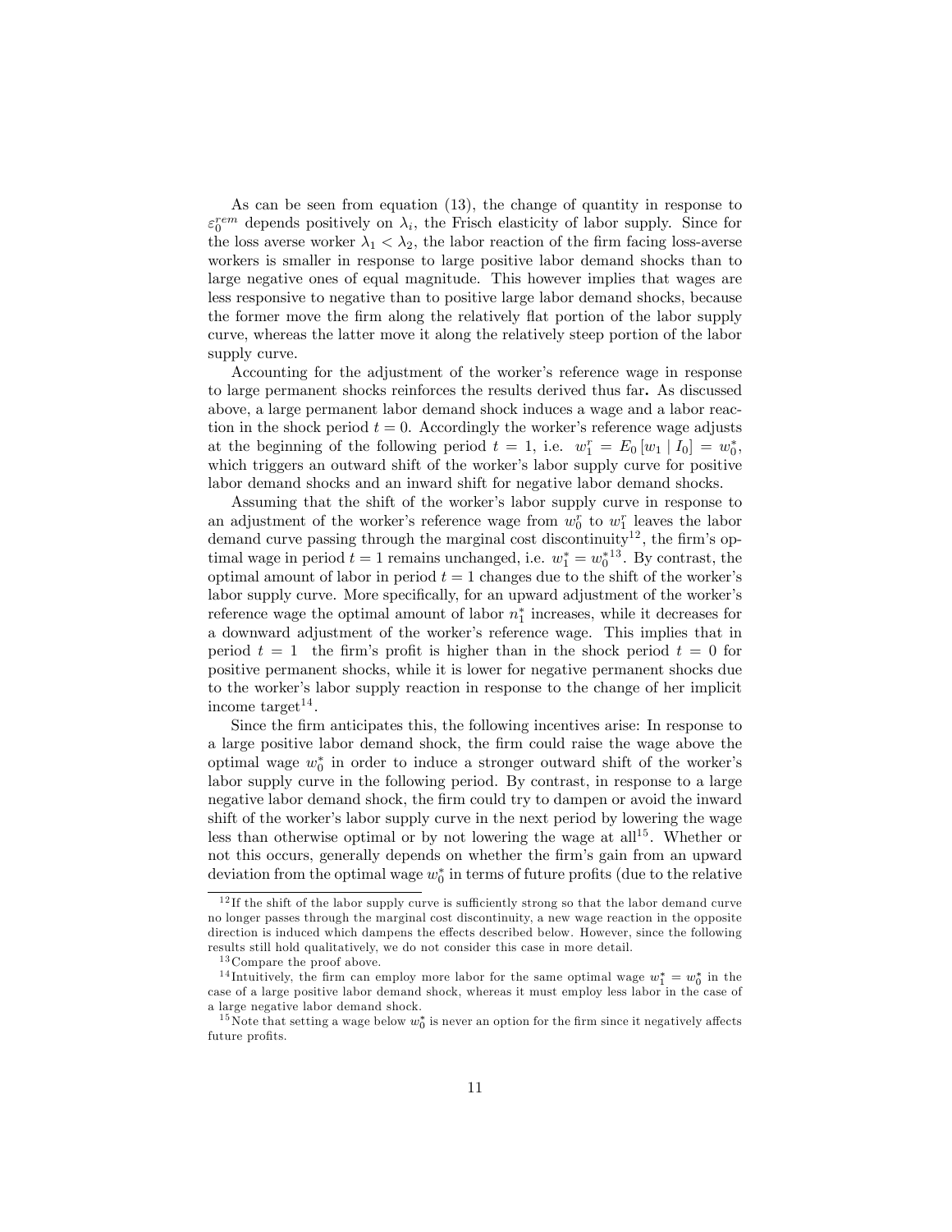As can be seen from equation (13), the change of quantity in response to $\varepsilon_0^{rem}$ depends positively on $\lambda_i$, the Frisch elasticity of labor supply. Since for the loss averse worker $\lambda_1 < \lambda_2$, the labor reaction of the firm facing loss-averse workers is smaller in response to large positive labor demand shocks than to large negative ones of equal magnitude. This however implies that wages are less responsive to negative than to positive large labor demand shocks, because the former move the firm along the relatively flat portion of the labor supply curve, whereas the latter move it along the relatively steep portion of the labor supply curve.

Accounting for the adjustment of the worker's reference wage in response to large permanent shocks reinforces the results derived thus far. As discussed above, a large permanent labor demand shock induces a wage and a labor reaction in the shock period $t = 0$. Accordingly the worker's reference wage adjusts at the beginning of the following period $t = 1$, i.e. $w_1^r = E_0 [w_1 \mid I_0] = w_0^*$, which triggers an outward shift of the worker's labor supply curve for positive labor demand shocks and an inward shift for negative labor demand shocks.

Assuming that the shift of the worker's labor supply curve in response to an adjustment of the worker's reference wage from $w_0^r$ to $w_1^r$ leaves the labor demand curve passing through the marginal cost discontinuity[12], the firm's optimal wage in period $t = 1$ remains unchanged, i.e. $w_1^* = w_0^*$[13]. By contrast, the optimal amount of labor in period $t = 1$ changes due to the shift of the worker's labor supply curve. More specifically, for an upward adjustment of the worker's reference wage the optimal amount of labor $n_1^*$ increases, while it decreases for a downward adjustment of the worker's reference wage. This implies that in period $t = 1$ the firm's profit is higher than in the shock period $t = 0$ for positive permanent shocks, while it is lower for negative permanent shocks due to the worker's labor supply reaction in response to the change of her implicit income target[14].

Since the firm anticipates this, the following incentives arise: In response to a large positive labor demand shock, the firm could raise the wage above the optimal wage $w_0^*$ in order to induce a stronger outward shift of the worker's labor supply curve in the following period. By contrast, in response to a large negative labor demand shock, the firm could try to dampen or avoid the inward shift of the worker's labor supply curve in the next period by lowering the wage less than otherwise optimal or by not lowering the wage at all[15]. Whether or not this occurs, generally depends on whether the firm's gain from an upward deviation from the optimal wage $w_0^*$ in terms of future profits (due to the relative

[12] If the shift of the labor supply curve is sufficiently strong so that the labor demand curve no longer passes through the marginal cost discontinuity, a new wage reaction in the opposite direction is induced which dampens the effects described below. However, since the following results still hold qualitatively, we do not consider this case in more detail.

[13] Compare the proof above.

[14] Intuitively, the firm can employ more labor for the same optimal wage $w_1^* = w_0^*$ in the case of a large positive labor demand shock, whereas it must employ less labor in the case of a large negative labor demand shock.

[15] Note that setting a wage below $w_0^*$ is never an option for the firm since it negatively affects future profits.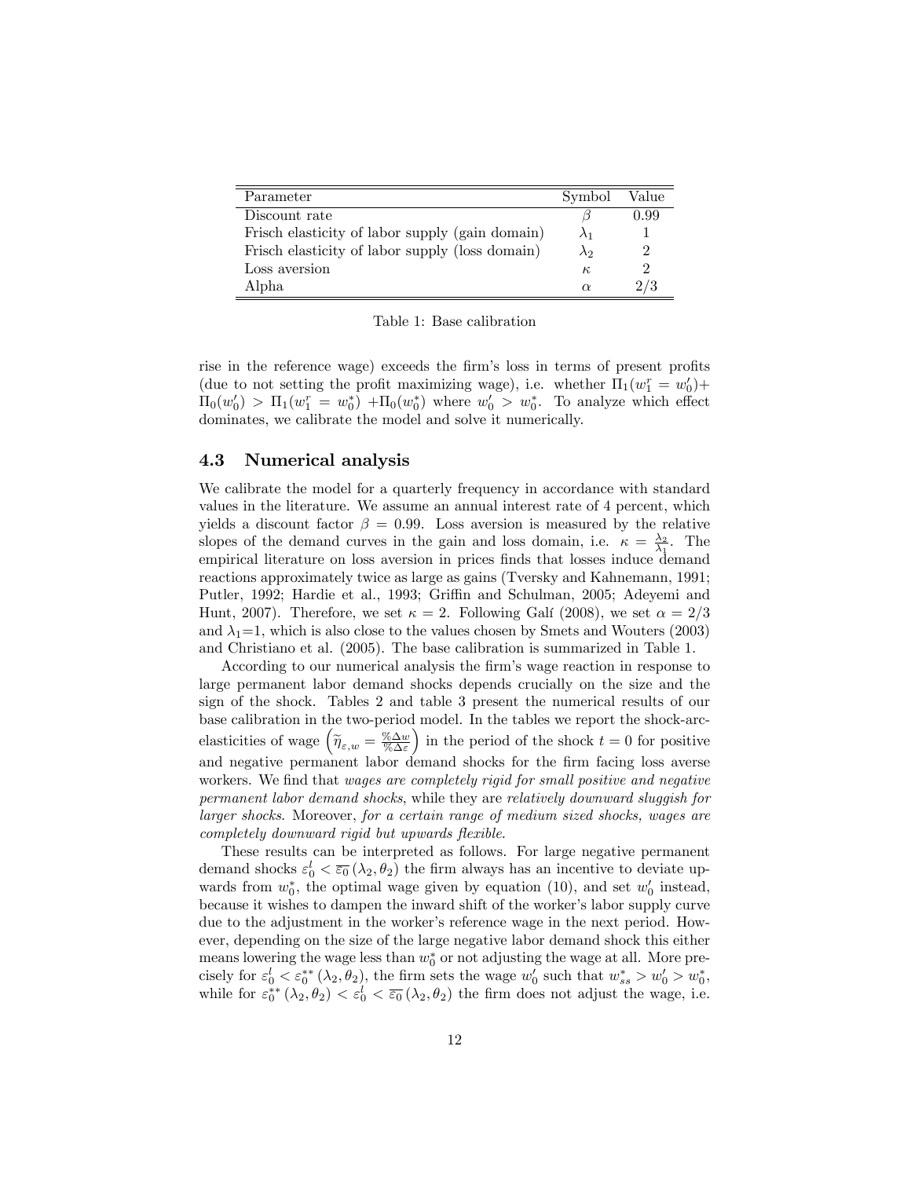| Parameter | Symbol | Value |
|---|---|---|
| Discount rate | $\beta$ | 0.99 |
| Frisch elasticity of labor supply (gain domain) | $\lambda_1$ | 1 |
| Frisch elasticity of labor supply (loss domain) | $\lambda_2$ | 2 |
| Loss aversion | $\kappa$ | 2 |
| Alpha | $\alpha$ | 2/3 |

Table 1: Base calibration

rise in the reference wage) exceeds the firm's loss in terms of present profits (due to not setting the profit maximizing wage), i.e. whether $\Pi_1(w_1^r = w_0') + \Pi_0(w_0') > \Pi_1(w_1^r = w_0^*) + \Pi_0(w_0^*)$ where $w_0' > w_0^*$. To analyze which effect dominates, we calibrate the model and solve it numerically.

### 4.3 Numerical analysis

We calibrate the model for a quarterly frequency in accordance with standard values in the literature. We assume an annual interest rate of 4 percent, which yields a discount factor $\beta = 0.99$. Loss aversion is measured by the relative slopes of the demand curves in the gain and loss domain, i.e. $\kappa = \frac{\lambda_2}{\lambda_1}$. The empirical literature on loss aversion in prices finds that losses induce demand reactions approximately twice as large as gains (Tversky and Kahnemann, 1991; Putler, 1992; Hardie et al., 1993; Griffin and Schulman, 2005; Adeyemi and Hunt, 2007). Therefore, we set $\kappa = 2$. Following Galí (2008), we set $\alpha = 2/3$ and $\lambda_1$=1, which is also close to the values chosen by Smets and Wouters (2003) and Christiano et al. (2005). The base calibration is summarized in Table 1.

According to our numerical analysis the firm's wage reaction in response to large permanent labor demand shocks depends crucially on the size and the sign of the shock. Tables 2 and table 3 present the numerical results of our base calibration in the two-period model. In the tables we report the shock-arc-elasticities of wage $\left(\widetilde{\eta}_{\varepsilon,w} = \frac{\%\Delta w}{\%\Delta \varepsilon}\right)$ in the period of the shock $t = 0$ for positive and negative permanent labor demand shocks for the firm facing loss averse workers. We find that *wages are completely rigid for small positive and negative permanent labor demand shocks*, while they are *relatively downward sluggish for larger shocks.* Moreover, *for a certain range of medium sized shocks, wages are completely downward rigid but upwards flexible.*

These results can be interpreted as follows. For large negative permanent demand shocks $\varepsilon_0^l < \overline{\varepsilon_0}(\lambda_2, \theta_2)$ the firm always has an incentive to deviate upwards from $w_0^*$, the optimal wage given by equation (10), and set $w_0'$ instead, because it wishes to dampen the inward shift of the worker's labor supply curve due to the adjustment in the worker's reference wage in the next period. However, depending on the size of the large negative labor demand shock this either means lowering the wage less than $w_0^*$ or not adjusting the wage at all. More precisely for $\varepsilon_0^l < \varepsilon_0^{**}(\lambda_2, \theta_2)$, the firm sets the wage $w_0'$ such that $w_{ss}^* > w_0' > w_0^*$, while for $\varepsilon_0^{**}(\lambda_2, \theta_2) < \varepsilon_0^l < \overline{\varepsilon_0}(\lambda_2, \theta_2)$ the firm does not adjust the wage, i.e.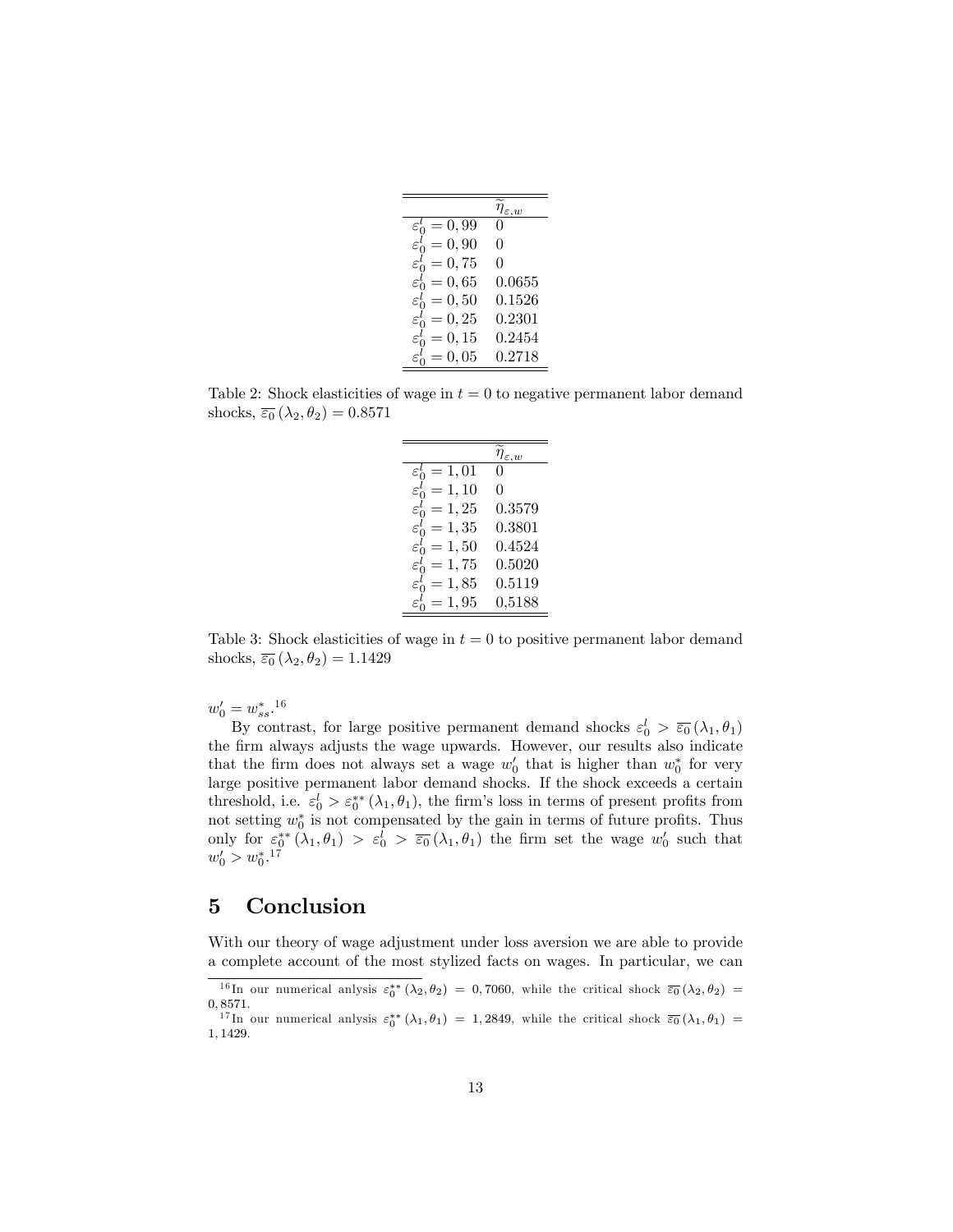| | $\widetilde{\eta}_{\varepsilon,w}$ |
|---|---|
| $\varepsilon_0^l = 0,99$ | 0 |
| $\varepsilon_0^l = 0,90$ | 0 |
| $\varepsilon_0^l = 0,75$ | 0 |
| $\varepsilon_0^l = 0,65$ | 0.0655 |
| $\varepsilon_0^l = 0,50$ | 0.1526 |
| $\varepsilon_0^l = 0,25$ | 0.2301 |
| $\varepsilon_0^l = 0,15$ | 0.2454 |
| $\varepsilon_0^l = 0,05$ | 0.2718 |

Table 2: Shock elasticities of wage in $t = 0$ to negative permanent labor demand shocks, $\overline{\varepsilon_0}(\lambda_2, \theta_2) = 0.8571$

| | $\widetilde{\eta}_{\varepsilon,w}$ |
|---|---|
| $\varepsilon_0^l = 1,01$ | 0 |
| $\varepsilon_0^l = 1,10$ | 0 |
| $\varepsilon_0^l = 1,25$ | 0.3579 |
| $\varepsilon_0^l = 1,35$ | 0.3801 |
| $\varepsilon_0^l = 1,50$ | 0.4524 |
| $\varepsilon_0^l = 1,75$ | 0.5020 |
| $\varepsilon_0^l = 1,85$ | 0.5119 |
| $\varepsilon_0^l = 1,95$ | 0,5188 |

Table 3: Shock elasticities of wage in $t = 0$ to positive permanent labor demand shocks, $\overline{\varepsilon_0}(\lambda_2, \theta_2) = 1.1429$

$w_0' = w_{ss}^*$.[16]

By contrast, for large positive permanent demand shocks $\varepsilon_0^l > \overline{\varepsilon_0}(\lambda_1, \theta_1)$ the firm always adjusts the wage upwards. However, our results also indicate that the firm does not always set a wage $w_0'$ that is higher than $w_0^*$ for very large positive permanent labor demand shocks. If the shock exceeds a certain threshold, i.e. $\varepsilon_0^l > \varepsilon_0^{**}(\lambda_1, \theta_1)$, the firm's loss in terms of present profits from not setting $w_0^*$ is not compensated by the gain in terms of future profits. Thus only for $\varepsilon_0^{**}(\lambda_1, \theta_1) > \varepsilon_0^l > \overline{\varepsilon_0}(\lambda_1, \theta_1)$ the firm set the wage $w_0'$ such that $w_0' > w_0^*$.[17]

## 5 Conclusion

With our theory of wage adjustment under loss aversion we are able to provide a complete account of the most stylized facts on wages. In particular, we can

[16] In our numerical anlysis $\varepsilon_0^{**}(\lambda_2, \theta_2) = 0,7060$, while the critical shock $\overline{\varepsilon_0}(\lambda_2, \theta_2) = 0,8571$.

[17] In our numerical anlysis $\varepsilon_0^{**}(\lambda_1, \theta_1) = 1,2849$, while the critical shock $\overline{\varepsilon_0}(\lambda_1, \theta_1) = 1,1429$.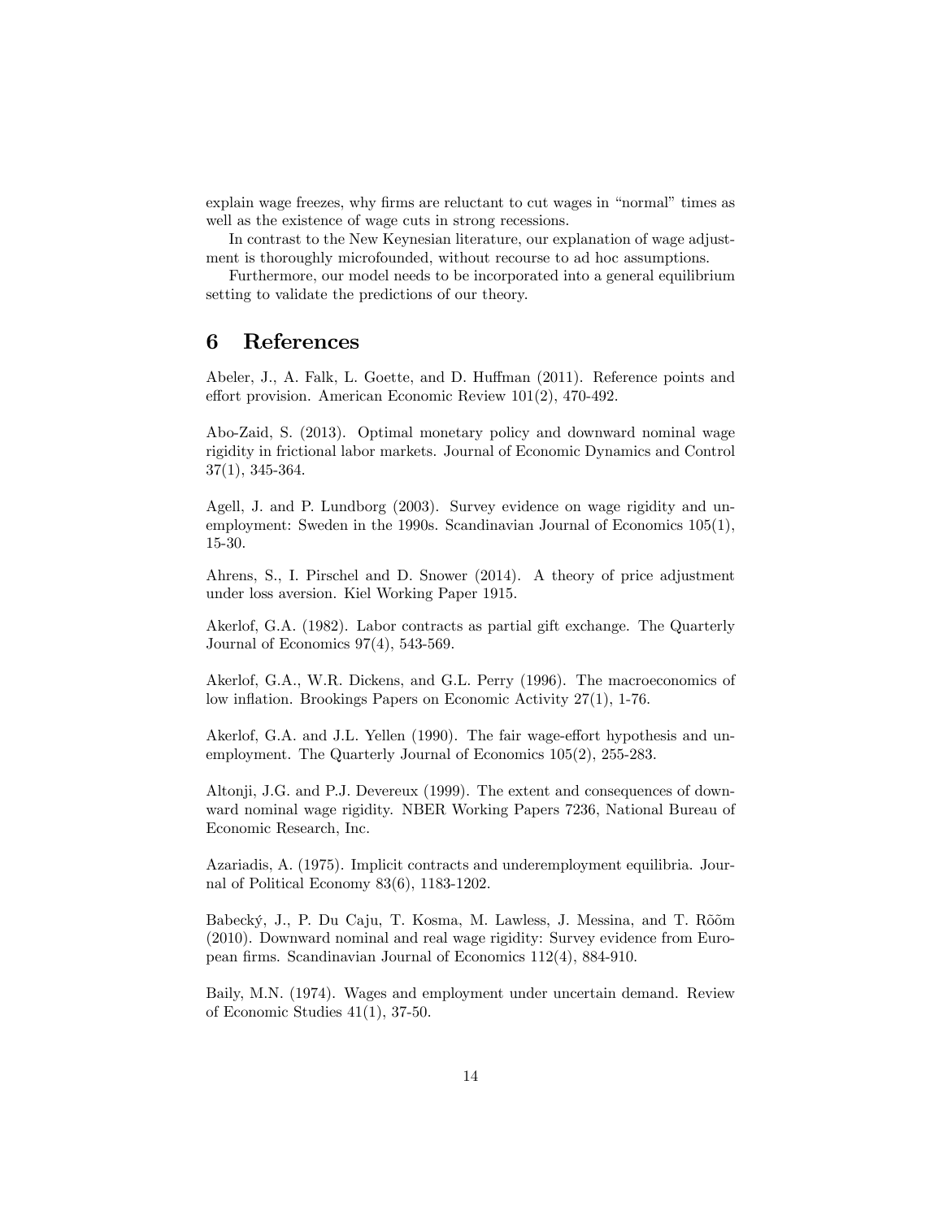explain wage freezes, why firms are reluctant to cut wages in "normal" times as well as the existence of wage cuts in strong recessions.

In contrast to the New Keynesian literature, our explanation of wage adjustment is thoroughly microfounded, without recourse to ad hoc assumptions.

Furthermore, our model needs to be incorporated into a general equilibrium setting to validate the predictions of our theory.

# 6 References

Abeler, J., A. Falk, L. Goette, and D. Huffman (2011). Reference points and effort provision. American Economic Review 101(2), 470-492.

Abo-Zaid, S. (2013). Optimal monetary policy and downward nominal wage rigidity in frictional labor markets. Journal of Economic Dynamics and Control 37(1), 345-364.

Agell, J. and P. Lundborg (2003). Survey evidence on wage rigidity and unemployment: Sweden in the 1990s. Scandinavian Journal of Economics 105(1), 15-30.

Ahrens, S., I. Pirschel and D. Snower (2014). A theory of price adjustment under loss aversion. Kiel Working Paper 1915.

Akerlof, G.A. (1982). Labor contracts as partial gift exchange. The Quarterly Journal of Economics 97(4), 543-569.

Akerlof, G.A., W.R. Dickens, and G.L. Perry (1996). The macroeconomics of low inflation. Brookings Papers on Economic Activity 27(1), 1-76.

Akerlof, G.A. and J.L. Yellen (1990). The fair wage-effort hypothesis and unemployment. The Quarterly Journal of Economics 105(2), 255-283.

Altonji, J.G. and P.J. Devereux (1999). The extent and consequences of downward nominal wage rigidity. NBER Working Papers 7236, National Bureau of Economic Research, Inc.

Azariadis, A. (1975). Implicit contracts and underemployment equilibria. Journal of Political Economy 83(6), 1183-1202.

Babecký, J., P. Du Caju, T. Kosma, M. Lawless, J. Messina, and T. Rõõm (2010). Downward nominal and real wage rigidity: Survey evidence from European firms. Scandinavian Journal of Economics 112(4), 884-910.

Baily, M.N. (1974). Wages and employment under uncertain demand. Review of Economic Studies 41(1), 37-50.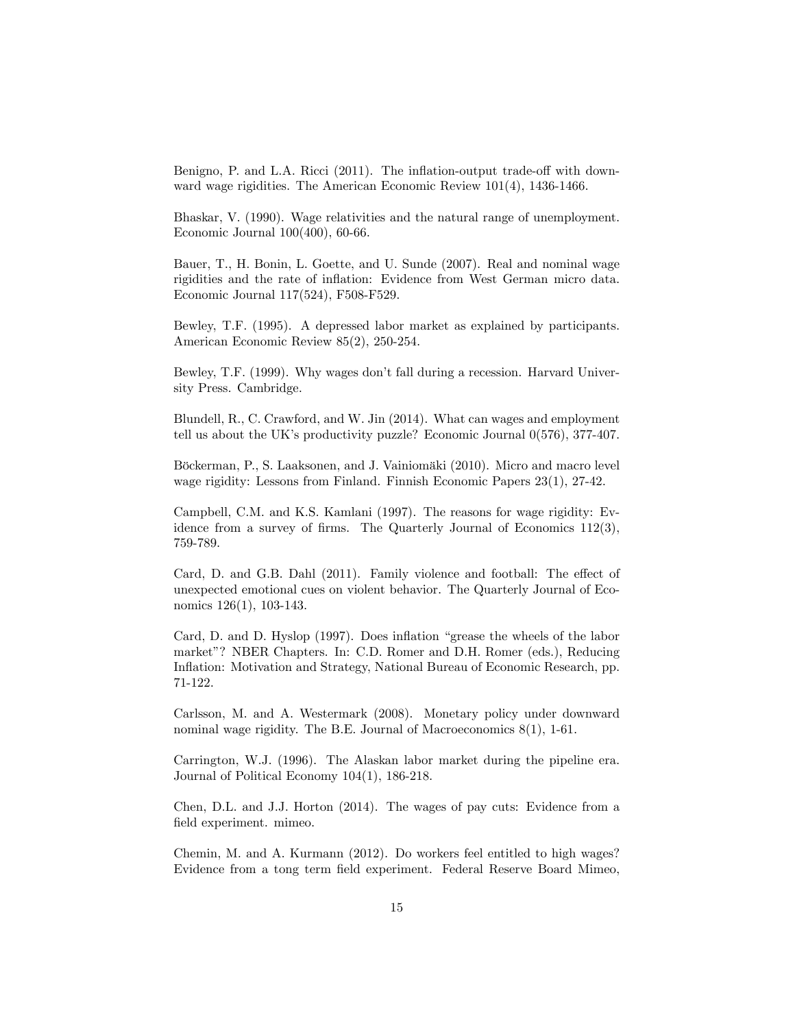Benigno, P. and L.A. Ricci (2011). The inflation-output trade-off with downward wage rigidities. The American Economic Review 101(4), 1436-1466.

Bhaskar, V. (1990). Wage relativities and the natural range of unemployment. Economic Journal 100(400), 60-66.

Bauer, T., H. Bonin, L. Goette, and U. Sunde (2007). Real and nominal wage rigidities and the rate of inflation: Evidence from West German micro data. Economic Journal 117(524), F508-F529.

Bewley, T.F. (1995). A depressed labor market as explained by participants. American Economic Review 85(2), 250-254.

Bewley, T.F. (1999). Why wages don't fall during a recession. Harvard University Press. Cambridge.

Blundell, R., C. Crawford, and W. Jin (2014). What can wages and employment tell us about the UK's productivity puzzle? Economic Journal 0(576), 377-407.

Böckerman, P., S. Laaksonen, and J. Vainiomäki (2010). Micro and macro level wage rigidity: Lessons from Finland. Finnish Economic Papers 23(1), 27-42.

Campbell, C.M. and K.S. Kamlani (1997). The reasons for wage rigidity: Evidence from a survey of firms. The Quarterly Journal of Economics 112(3), 759-789.

Card, D. and G.B. Dahl (2011). Family violence and football: The effect of unexpected emotional cues on violent behavior. The Quarterly Journal of Economics 126(1), 103-143.

Card, D. and D. Hyslop (1997). Does inflation "grease the wheels of the labor market"? NBER Chapters. In: C.D. Romer and D.H. Romer (eds.), Reducing Inflation: Motivation and Strategy, National Bureau of Economic Research, pp. 71-122.

Carlsson, M. and A. Westermark (2008). Monetary policy under downward nominal wage rigidity. The B.E. Journal of Macroeconomics 8(1), 1-61.

Carrington, W.J. (1996). The Alaskan labor market during the pipeline era. Journal of Political Economy 104(1), 186-218.

Chen, D.L. and J.J. Horton (2014). The wages of pay cuts: Evidence from a field experiment. mimeo.

Chemin, M. and A. Kurmann (2012). Do workers feel entitled to high wages? Evidence from a tong term field experiment. Federal Reserve Board Mimeo,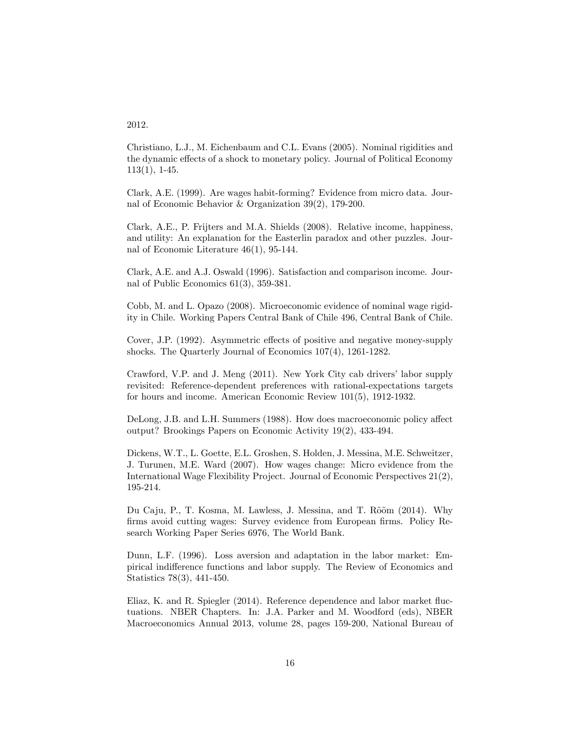2012.

Christiano, L.J., M. Eichenbaum and C.L. Evans (2005). Nominal rigidities and the dynamic effects of a shock to monetary policy. Journal of Political Economy 113(1), 1-45.

Clark, A.E. (1999). Are wages habit-forming? Evidence from micro data. Journal of Economic Behavior & Organization 39(2), 179-200.

Clark, A.E., P. Frijters and M.A. Shields (2008). Relative income, happiness, and utility: An explanation for the Easterlin paradox and other puzzles. Journal of Economic Literature 46(1), 95-144.

Clark, A.E. and A.J. Oswald (1996). Satisfaction and comparison income. Journal of Public Economics 61(3), 359-381.

Cobb, M. and L. Opazo (2008). Microeconomic evidence of nominal wage rigidity in Chile. Working Papers Central Bank of Chile 496, Central Bank of Chile.

Cover, J.P. (1992). Asymmetric effects of positive and negative money-supply shocks. The Quarterly Journal of Economics 107(4), 1261-1282.

Crawford, V.P. and J. Meng (2011). New York City cab drivers' labor supply revisited: Reference-dependent preferences with rational-expectations targets for hours and income. American Economic Review 101(5), 1912-1932.

DeLong, J.B. and L.H. Summers (1988). How does macroeconomic policy affect output? Brookings Papers on Economic Activity 19(2), 433-494.

Dickens, W.T., L. Goette, E.L. Groshen, S. Holden, J. Messina, M.E. Schweitzer, J. Turunen, M.E. Ward (2007). How wages change: Micro evidence from the International Wage Flexibility Project. Journal of Economic Perspectives 21(2), 195-214.

Du Caju, P., T. Kosma, M. Lawless, J. Messina, and T. Rõõm (2014). Why firms avoid cutting wages: Survey evidence from European firms. Policy Research Working Paper Series 6976, The World Bank.

Dunn, L.F. (1996). Loss aversion and adaptation in the labor market: Empirical indifference functions and labor supply. The Review of Economics and Statistics 78(3), 441-450.

Eliaz, K. and R. Spiegler (2014). Reference dependence and labor market fluctuations. NBER Chapters. In: J.A. Parker and M. Woodford (eds), NBER Macroeconomics Annual 2013, volume 28, pages 159-200, National Bureau of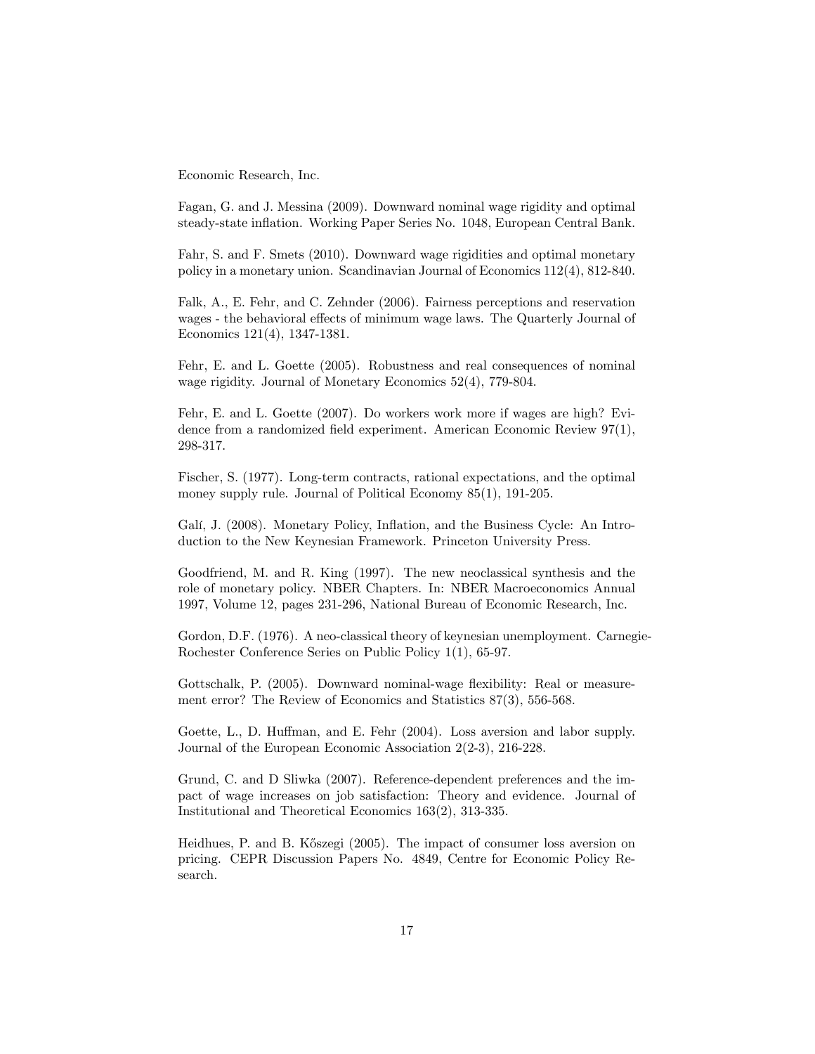Economic Research, Inc.

Fagan, G. and J. Messina (2009). Downward nominal wage rigidity and optimal steady-state inflation. Working Paper Series No. 1048, European Central Bank.

Fahr, S. and F. Smets (2010). Downward wage rigidities and optimal monetary policy in a monetary union. Scandinavian Journal of Economics 112(4), 812-840.

Falk, A., E. Fehr, and C. Zehnder (2006). Fairness perceptions and reservation wages - the behavioral effects of minimum wage laws. The Quarterly Journal of Economics 121(4), 1347-1381.

Fehr, E. and L. Goette (2005). Robustness and real consequences of nominal wage rigidity. Journal of Monetary Economics 52(4), 779-804.

Fehr, E. and L. Goette (2007). Do workers work more if wages are high? Evidence from a randomized field experiment. American Economic Review 97(1), 298-317.

Fischer, S. (1977). Long-term contracts, rational expectations, and the optimal money supply rule. Journal of Political Economy 85(1), 191-205.

Galí, J. (2008). Monetary Policy, Inflation, and the Business Cycle: An Introduction to the New Keynesian Framework. Princeton University Press.

Goodfriend, M. and R. King (1997). The new neoclassical synthesis and the role of monetary policy. NBER Chapters. In: NBER Macroeconomics Annual 1997, Volume 12, pages 231-296, National Bureau of Economic Research, Inc.

Gordon, D.F. (1976). A neo-classical theory of keynesian unemployment. Carnegie-Rochester Conference Series on Public Policy 1(1), 65-97.

Gottschalk, P. (2005). Downward nominal-wage flexibility: Real or measurement error? The Review of Economics and Statistics 87(3), 556-568.

Goette, L., D. Huffman, and E. Fehr (2004). Loss aversion and labor supply. Journal of the European Economic Association 2(2-3), 216-228.

Grund, C. and D Sliwka (2007). Reference-dependent preferences and the impact of wage increases on job satisfaction: Theory and evidence. Journal of Institutional and Theoretical Economics 163(2), 313-335.

Heidhues, P. and B. Kőszegi (2005). The impact of consumer loss aversion on pricing. CEPR Discussion Papers No. 4849, Centre for Economic Policy Research.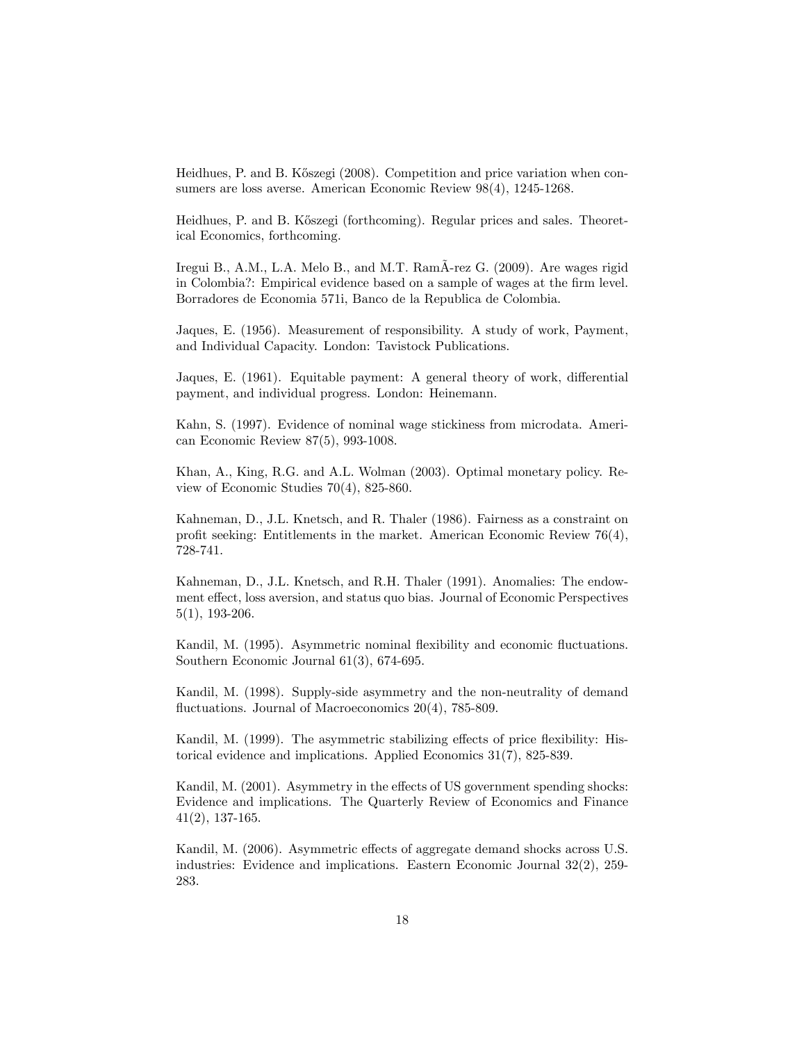Heidhues, P. and B. Kőszegi (2008). Competition and price variation when consumers are loss averse. American Economic Review 98(4), 1245-1268.

Heidhues, P. and B. Kőszegi (forthcoming). Regular prices and sales. Theoretical Economics, forthcoming.

Iregui B., A.M., L.A. Melo B., and M.T. RamÃ-rez G. (2009). Are wages rigid in Colombia?: Empirical evidence based on a sample of wages at the firm level. Borradores de Economia 571i, Banco de la Republica de Colombia.

Jaques, E. (1956). Measurement of responsibility. A study of work, Payment, and Individual Capacity. London: Tavistock Publications.

Jaques, E. (1961). Equitable payment: A general theory of work, differential payment, and individual progress. London: Heinemann.

Kahn, S. (1997). Evidence of nominal wage stickiness from microdata. American Economic Review 87(5), 993-1008.

Khan, A., King, R.G. and A.L. Wolman (2003). Optimal monetary policy. Review of Economic Studies 70(4), 825-860.

Kahneman, D., J.L. Knetsch, and R. Thaler (1986). Fairness as a constraint on profit seeking: Entitlements in the market. American Economic Review 76(4), 728-741.

Kahneman, D., J.L. Knetsch, and R.H. Thaler (1991). Anomalies: The endowment effect, loss aversion, and status quo bias. Journal of Economic Perspectives 5(1), 193-206.

Kandil, M. (1995). Asymmetric nominal flexibility and economic fluctuations. Southern Economic Journal 61(3), 674-695.

Kandil, M. (1998). Supply-side asymmetry and the non-neutrality of demand fluctuations. Journal of Macroeconomics 20(4), 785-809.

Kandil, M. (1999). The asymmetric stabilizing effects of price flexibility: Historical evidence and implications. Applied Economics 31(7), 825-839.

Kandil, M. (2001). Asymmetry in the effects of US government spending shocks: Evidence and implications. The Quarterly Review of Economics and Finance 41(2), 137-165.

Kandil, M. (2006). Asymmetric effects of aggregate demand shocks across U.S. industries: Evidence and implications. Eastern Economic Journal 32(2), 259-283.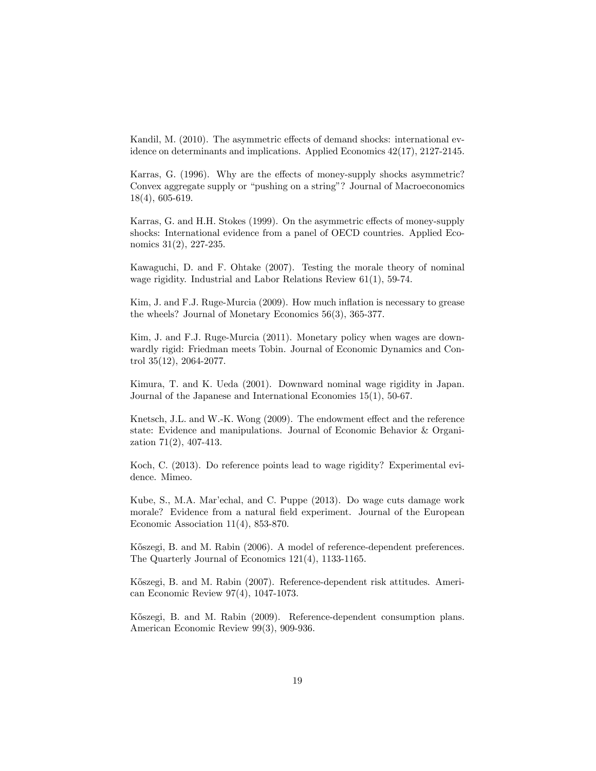Kandil, M. (2010). The asymmetric effects of demand shocks: international evidence on determinants and implications. Applied Economics 42(17), 2127-2145.

Karras, G. (1996). Why are the effects of money-supply shocks asymmetric? Convex aggregate supply or "pushing on a string"? Journal of Macroeconomics 18(4), 605-619.

Karras, G. and H.H. Stokes (1999). On the asymmetric effects of money-supply shocks: International evidence from a panel of OECD countries. Applied Economics 31(2), 227-235.

Kawaguchi, D. and F. Ohtake (2007). Testing the morale theory of nominal wage rigidity. Industrial and Labor Relations Review 61(1), 59-74.

Kim, J. and F.J. Ruge-Murcia (2009). How much inflation is necessary to grease the wheels? Journal of Monetary Economics 56(3), 365-377.

Kim, J. and F.J. Ruge-Murcia (2011). Monetary policy when wages are downwardly rigid: Friedman meets Tobin. Journal of Economic Dynamics and Control 35(12), 2064-2077.

Kimura, T. and K. Ueda (2001). Downward nominal wage rigidity in Japan. Journal of the Japanese and International Economies 15(1), 50-67.

Knetsch, J.L. and W.-K. Wong (2009). The endowment effect and the reference state: Evidence and manipulations. Journal of Economic Behavior & Organization 71(2), 407-413.

Koch, C. (2013). Do reference points lead to wage rigidity? Experimental evidence. Mimeo.

Kube, S., M.A. Mar'echal, and C. Puppe (2013). Do wage cuts damage work morale? Evidence from a natural field experiment. Journal of the European Economic Association 11(4), 853-870.

Kőszegi, B. and M. Rabin (2006). A model of reference-dependent preferences. The Quarterly Journal of Economics 121(4), 1133-1165.

Kőszegi, B. and M. Rabin (2007). Reference-dependent risk attitudes. American Economic Review 97(4), 1047-1073.

Kőszegi, B. and M. Rabin (2009). Reference-dependent consumption plans. American Economic Review 99(3), 909-936.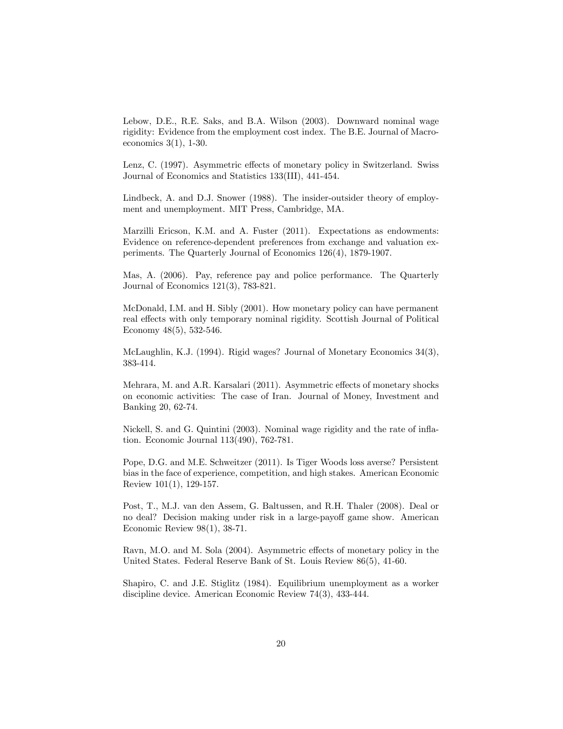Lebow, D.E., R.E. Saks, and B.A. Wilson (2003). Downward nominal wage rigidity: Evidence from the employment cost index. The B.E. Journal of Macroeconomics 3(1), 1-30.

Lenz, C. (1997). Asymmetric effects of monetary policy in Switzerland. Swiss Journal of Economics and Statistics 133(III), 441-454.

Lindbeck, A. and D.J. Snower (1988). The insider-outsider theory of employment and unemployment. MIT Press, Cambridge, MA.

Marzilli Ericson, K.M. and A. Fuster (2011). Expectations as endowments: Evidence on reference-dependent preferences from exchange and valuation experiments. The Quarterly Journal of Economics 126(4), 1879-1907.

Mas, A. (2006). Pay, reference pay and police performance. The Quarterly Journal of Economics 121(3), 783-821.

McDonald, I.M. and H. Sibly (2001). How monetary policy can have permanent real effects with only temporary nominal rigidity. Scottish Journal of Political Economy 48(5), 532-546.

McLaughlin, K.J. (1994). Rigid wages? Journal of Monetary Economics 34(3), 383-414.

Mehrara, M. and A.R. Karsalari (2011). Asymmetric effects of monetary shocks on economic activities: The case of Iran. Journal of Money, Investment and Banking 20, 62-74.

Nickell, S. and G. Quintini (2003). Nominal wage rigidity and the rate of inflation. Economic Journal 113(490), 762-781.

Pope, D.G. and M.E. Schweitzer (2011). Is Tiger Woods loss averse? Persistent bias in the face of experience, competition, and high stakes. American Economic Review 101(1), 129-157.

Post, T., M.J. van den Assem, G. Baltussen, and R.H. Thaler (2008). Deal or no deal? Decision making under risk in a large-payoff game show. American Economic Review 98(1), 38-71.

Ravn, M.O. and M. Sola (2004). Asymmetric effects of monetary policy in the United States. Federal Reserve Bank of St. Louis Review 86(5), 41-60.

Shapiro, C. and J.E. Stiglitz (1984). Equilibrium unemployment as a worker discipline device. American Economic Review 74(3), 433-444.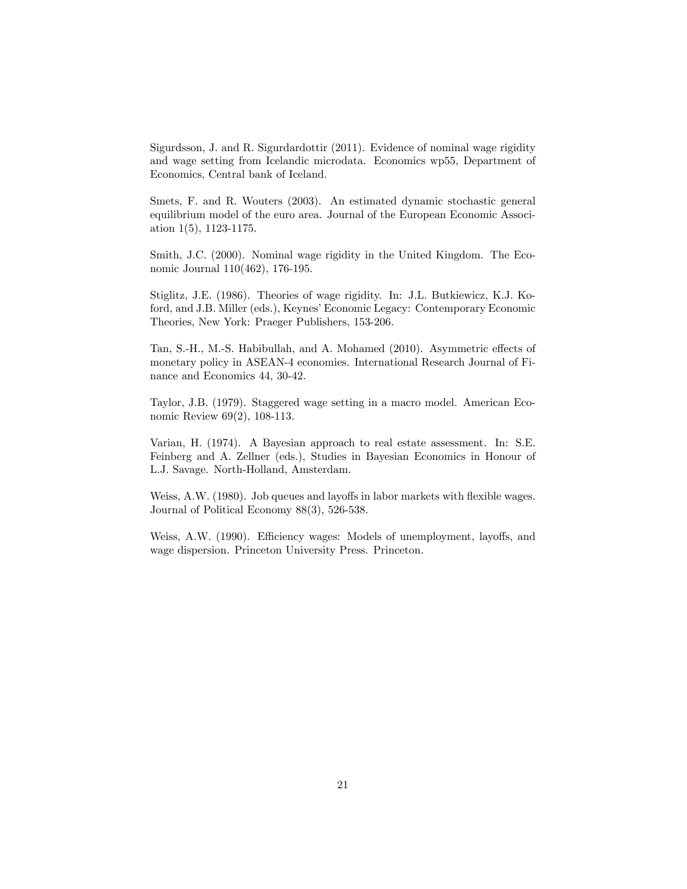Sigurdsson, J. and R. Sigurdardottir (2011). Evidence of nominal wage rigidity and wage setting from Icelandic microdata. Economics wp55, Department of Economics, Central bank of Iceland.

Smets, F. and R. Wouters (2003). An estimated dynamic stochastic general equilibrium model of the euro area. Journal of the European Economic Association 1(5), 1123-1175.

Smith, J.C. (2000). Nominal wage rigidity in the United Kingdom. The Economic Journal 110(462), 176-195.

Stiglitz, J.E. (1986). Theories of wage rigidity. In: J.L. Butkiewicz, K.J. Koford, and J.B. Miller (eds.), Keynes' Economic Legacy: Contemporary Economic Theories, New York: Praeger Publishers, 153-206.

Tan, S.-H., M.-S. Habibullah, and A. Mohamed (2010). Asymmetric effects of monetary policy in ASEAN-4 economies. International Research Journal of Finance and Economics 44, 30-42.

Taylor, J.B. (1979). Staggered wage setting in a macro model. American Economic Review 69(2), 108-113.

Varian, H. (1974). A Bayesian approach to real estate assessment. In: S.E. Feinberg and A. Zellner (eds.), Studies in Bayesian Economics in Honour of L.J. Savage. North-Holland, Amsterdam.

Weiss, A.W. (1980). Job queues and layoffs in labor markets with flexible wages. Journal of Political Economy 88(3), 526-538.

Weiss, A.W. (1990). Efficiency wages: Models of unemployment, layoffs, and wage dispersion. Princeton University Press. Princeton.